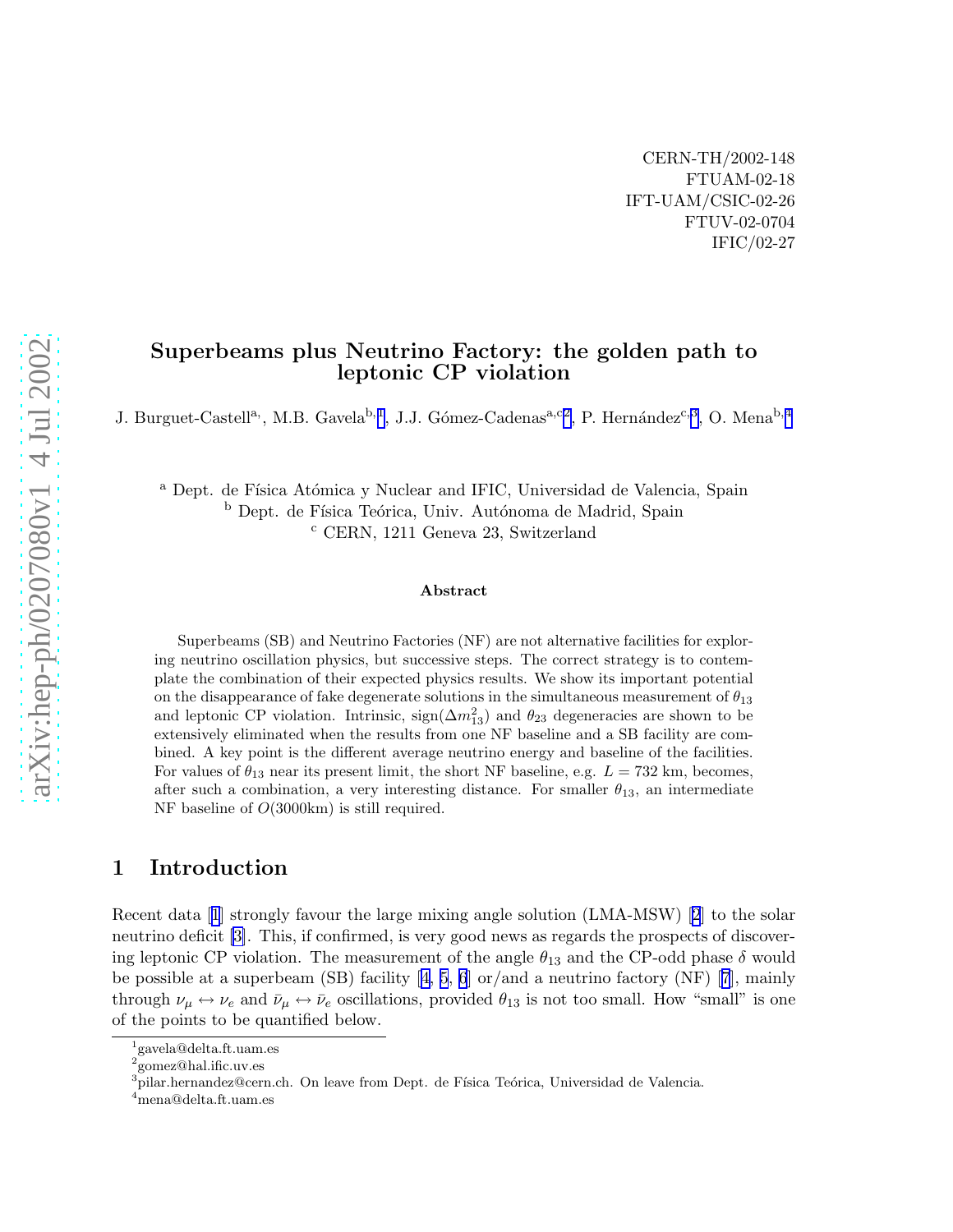CERN-TH/2002-148
FTUAM-02-18
IFT-UAM/CSIC-02-26
FTUV-02-0704
IFIC/02-27

# Superbeams plus Neutrino Factory: the golden path to leptonic CP violation

J. Burguet-Castell[a], M.B. Gavela[b,1], J.J. Gómez-Cadenas[a,c,2], P. Hernández[c,3], O. Mena[b,4]

[a] Dept. de Física Atómica y Nuclear and IFIC, Universidad de Valencia, Spain
[b] Dept. de Física Teórica, Univ. Autónoma de Madrid, Spain
[c] CERN, 1211 Geneva 23, Switzerland

### Abstract

Superbeams (SB) and Neutrino Factories (NF) are not alternative facilities for exploring neutrino oscillation physics, but successive steps. The correct strategy is to contemplate the combination of their expected physics results. We show its important potential on the disappearance of fake degenerate solutions in the simultaneous measurement of $\theta_{13}$ and leptonic CP violation. Intrinsic, sign$(\Delta m^2_{13})$ and $\theta_{23}$ degeneracies are shown to be extensively eliminated when the results from one NF baseline and a SB facility are combined. A key point is the different average neutrino energy and baseline of the facilities. For values of $\theta_{13}$ near its present limit, the short NF baseline, e.g. $L = 732$ km, becomes, after such a combination, a very interesting distance. For smaller $\theta_{13}$, an intermediate NF baseline of $O(3000\text{km})$ is still required.

## 1 Introduction

Recent data [1] strongly favour the large mixing angle solution (LMA-MSW) [2] to the solar neutrino deficit [3]. This, if confirmed, is very good news as regards the prospects of discovering leptonic CP violation. The measurement of the angle $\theta_{13}$ and the CP-odd phase $\delta$ would be possible at a superbeam (SB) facility [4, 5, 6] or/and a neutrino factory (NF) [7], mainly through $\nu_\mu \leftrightarrow \nu_e$ and $\bar{\nu}_\mu \leftrightarrow \bar{\nu}_e$ oscillations, provided $\theta_{13}$ is not too small. How "small" is one of the points to be quantified below.

[1] gavela@delta.ft.uam.es
[2] gomez@hal.ific.uv.es
[3] pilar.hernandez@cern.ch. On leave from Dept. de Física Teórica, Universidad de Valencia.
[4] mena@delta.ft.uam.es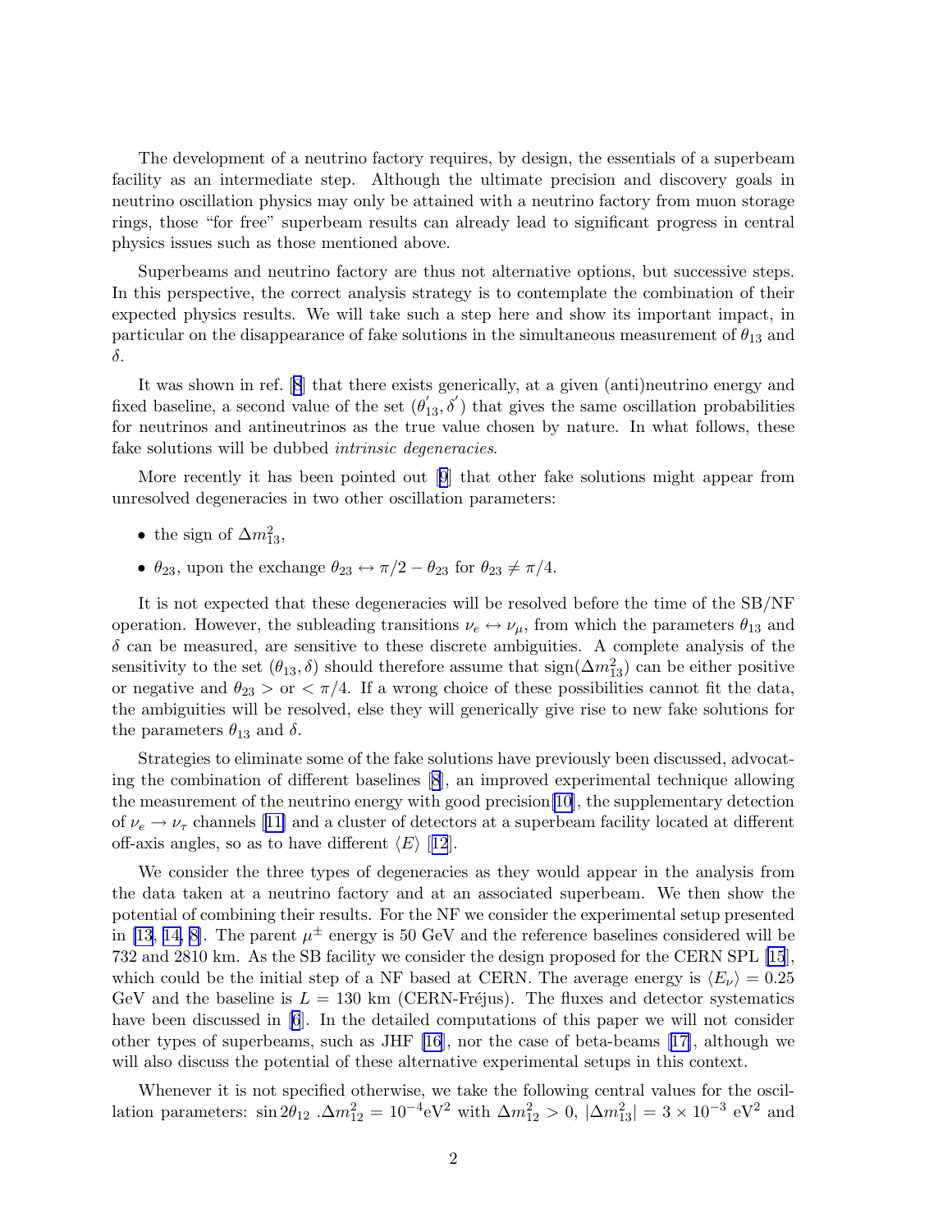The development of a neutrino factory requires, by design, the essentials of a superbeam facility as an intermediate step. Although the ultimate precision and discovery goals in neutrino oscillation physics may only be attained with a neutrino factory from muon storage rings, those "for free" superbeam results can already lead to significant progress in central physics issues such as those mentioned above.

Superbeams and neutrino factory are thus not alternative options, but successive steps. In this perspective, the correct analysis strategy is to contemplate the combination of their expected physics results. We will take such a step here and show its important impact, in particular on the disappearance of fake solutions in the simultaneous measurement of $\theta_{13}$ and $\delta$.

It was shown in ref. [8] that there exists generically, at a given (anti)neutrino energy and fixed baseline, a second value of the set $(\theta_{13}^{'}, \delta^{'})$ that gives the same oscillation probabilities for neutrinos and antineutrinos as the true value chosen by nature. In what follows, these fake solutions will be dubbed *intrinsic degeneracies*.

More recently it has been pointed out [9] that other fake solutions might appear from unresolved degeneracies in two other oscillation parameters:

- the sign of $\Delta m^2_{13}$,
- $\theta_{23}$, upon the exchange $\theta_{23} \leftrightarrow \pi/2 - \theta_{23}$ for $\theta_{23} \neq \pi/4$.

It is not expected that these degeneracies will be resolved before the time of the SB/NF operation. However, the subleading transitions $\nu_e \leftrightarrow \nu_\mu$, from which the parameters $\theta_{13}$ and $\delta$ can be measured, are sensitive to these discrete ambiguities. A complete analysis of the sensitivity to the set $(\theta_{13}, \delta)$ should therefore assume that sign$(\Delta m^2_{13})$ can be either positive or negative and $\theta_{23} >$ or $< \pi/4$. If a wrong choice of these possibilities cannot fit the data, the ambiguities will be resolved, else they will generically give rise to new fake solutions for the parameters $\theta_{13}$ and $\delta$.

Strategies to eliminate some of the fake solutions have previously been discussed, advocating the combination of different baselines [8], an improved experimental technique allowing the measurement of the neutrino energy with good precision[10], the supplementary detection of $\nu_e \to \nu_\tau$ channels [11] and a cluster of detectors at a superbeam facility located at different off-axis angles, so as to have different $\langle E \rangle$ [12].

We consider the three types of degeneracies as they would appear in the analysis from the data taken at a neutrino factory and at an associated superbeam. We then show the potential of combining their results. For the NF we consider the experimental setup presented in [13, 14, 8]. The parent $\mu^\pm$ energy is 50 GeV and the reference baselines considered will be 732 and 2810 km. As the SB facility we consider the design proposed for the CERN SPL [15], which could be the initial step of a NF based at CERN. The average energy is $\langle E_\nu \rangle = 0.25$ GeV and the baseline is $L = 130$ km (CERN-Fréjus). The fluxes and detector systematics have been discussed in [6]. In the detailed computations of this paper we will not consider other types of superbeams, such as JHF [16], nor the case of beta-beams [17], although we will also discuss the potential of these alternative experimental setups in this context.

Whenever it is not specified otherwise, we take the following central values for the oscillation parameters: $\sin 2\theta_{12}$ .$\Delta m^2_{12} = 10^{-4}\text{eV}^2$ with $\Delta m^2_{12} > 0$, $|\Delta m^2_{13}| = 3 \times 10^{-3}$ eV$^2$ and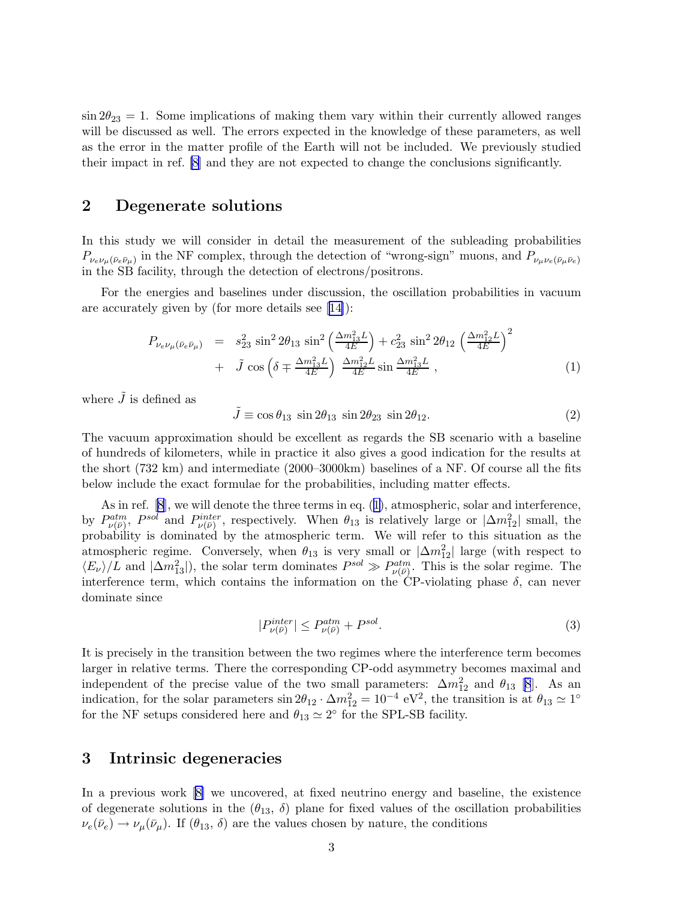$\sin 2\theta_{23} = 1$. Some implications of making them vary within their currently allowed ranges will be discussed as well. The errors expected in the knowledge of these parameters, as well as the error in the matter profile of the Earth will not be included. We previously studied their impact in ref. [8] and they are not expected to change the conclusions significantly.

## 2 Degenerate solutions

In this study we will consider in detail the measurement of the subleading probabilities $P_{\nu_e\nu_\mu(\bar\nu_e\bar\nu_\mu)}$ in the NF complex, through the detection of "wrong-sign" muons, and $P_{\nu_\mu\nu_e(\bar\nu_\mu\bar\nu_e)}$ in the SB facility, through the detection of electrons/positrons.

For the energies and baselines under discussion, the oscillation probabilities in vacuum are accurately given by (for more details see [14]):

$$
\begin{aligned}
P_{\nu_e\nu_\mu(\bar\nu_e\bar\nu_\mu)} &= s_{23}^2 \sin^2 2\theta_{13} \sin^2\left(\tfrac{\Delta m_{13}^2 L}{4E}\right) + c_{23}^2 \sin^2 2\theta_{12} \left(\tfrac{\Delta m_{12}^2 L}{4E}\right)^2 \\
&+ \tilde J \cos\left(\delta \mp \tfrac{\Delta m_{13}^2 L}{4E}\right) \tfrac{\Delta m_{12}^2 L}{4E} \sin \tfrac{\Delta m_{13}^2 L}{4E} \,, \qquad (1)
\end{aligned}
$$

where $\tilde J$ is defined as

$$
\tilde J \equiv \cos\theta_{13} \, \sin 2\theta_{13} \, \sin 2\theta_{23} \, \sin 2\theta_{12}. \qquad (2)
$$

The vacuum approximation should be excellent as regards the SB scenario with a baseline of hundreds of kilometers, while in practice it also gives a good indication for the results at the short (732 km) and intermediate (2000–3000km) baselines of a NF. Of course all the fits below include the exact formulae for the probabilities, including matter effects.

As in ref. [8], we will denote the three terms in eq. (1), atmospheric, solar and interference, by $P^{atm}_{\nu(\bar\nu)}$, $P^{sol}$ and $P^{inter}_{\nu(\bar\nu)}$, respectively. When $\theta_{13}$ is relatively large or $|\Delta m_{12}^2|$ small, the probability is dominated by the atmospheric term. We will refer to this situation as the atmospheric regime. Conversely, when $\theta_{13}$ is very small or $|\Delta m_{12}^2|$ large (with respect to $\langle E_\nu\rangle/L$ and $|\Delta m_{13}^2|$), the solar term dominates $P^{sol} \gg P^{atm}_{\nu(\bar\nu)}$. This is the solar regime. The interference term, which contains the information on the CP-violating phase $\delta$, can never dominate since

$$
|P^{inter}_{\nu(\bar\nu)}| \leq P^{atm}_{\nu(\bar\nu)} + P^{sol}. \qquad (3)
$$

It is precisely in the transition between the two regimes where the interference term becomes larger in relative terms. There the corresponding CP-odd asymmetry becomes maximal and independent of the precise value of the two small parameters: $\Delta m_{12}^2$ and $\theta_{13}$ [8]. As an indication, for the solar parameters $\sin 2\theta_{12} \cdot \Delta m_{12}^2 = 10^{-4}$ eV$^2$, the transition is at $\theta_{13} \simeq 1^\circ$ for the NF setups considered here and $\theta_{13} \simeq 2^\circ$ for the SPL-SB facility.

## 3 Intrinsic degeneracies

In a previous work [8] we uncovered, at fixed neutrino energy and baseline, the existence of degenerate solutions in the $(\theta_{13}, \delta)$ plane for fixed values of the oscillation probabilities $\nu_e(\bar\nu_e) \to \nu_\mu(\bar\nu_\mu)$. If $(\theta_{13}, \delta)$ are the values chosen by nature, the conditions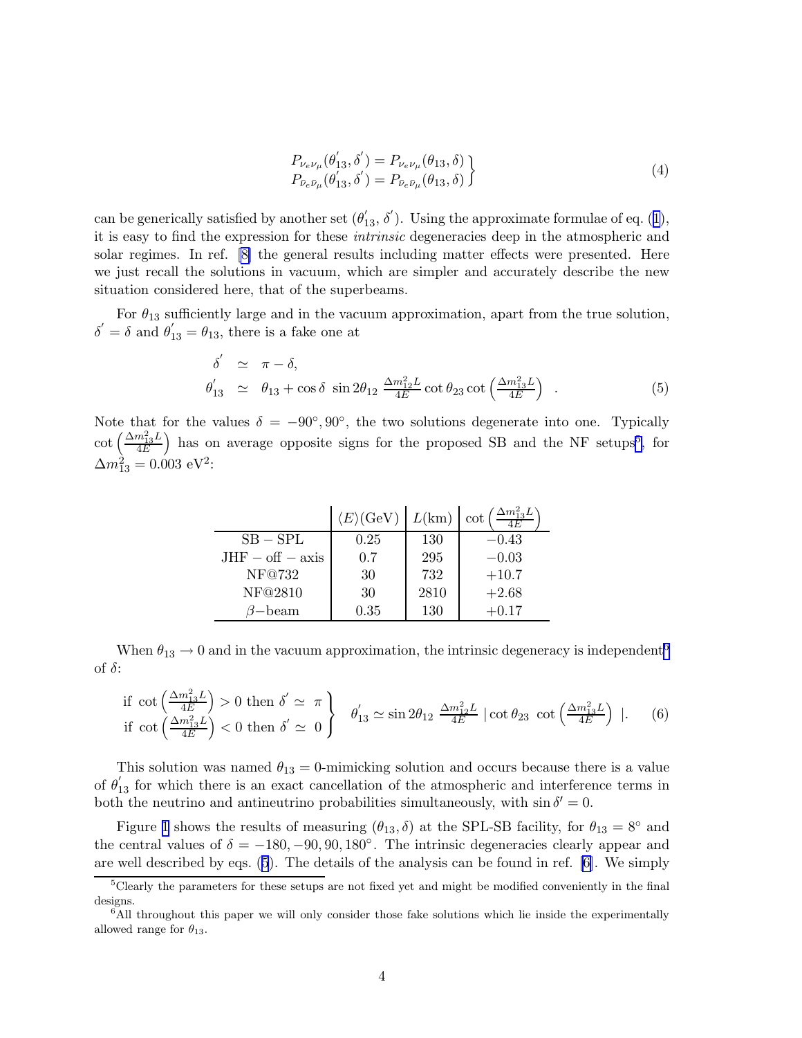$$
\left.\begin{array}{l}
P_{\nu_e\nu_\mu}(\theta_{13}^{'},\delta^{'}) = P_{\nu_e\nu_\mu}(\theta_{13},\delta) \\
P_{\bar{\nu}_e\bar{\nu}_\mu}(\theta_{13}^{'},\delta^{'}) = P_{\bar{\nu}_e\bar{\nu}_\mu}(\theta_{13},\delta)
\end{array}\right\} \tag{4}
$$

can be generically satisfied by another set $(\theta_{13}^{'},\delta^{'})$. Using the approximate formulae of eq. (1), it is easy to find the expression for these *intrinsic* degeneracies deep in the atmospheric and solar regimes. In ref. [8] the general results including matter effects were presented. Here we just recall the solutions in vacuum, which are simpler and accurately describe the new situation considered here, that of the superbeams.

For $\theta_{13}$ sufficiently large and in the vacuum approximation, apart from the true solution, $\delta^{'} = \delta$ and $\theta_{13}^{'} = \theta_{13}$, there is a fake one at

$$
\begin{aligned}
\delta^{'} &\simeq \pi - \delta, \\
\theta_{13}^{'} &\simeq \theta_{13} + \cos\delta \, \sin 2\theta_{12} \, \frac{\Delta m^2_{12} L}{4E} \cot\theta_{23} \cot\left(\frac{\Delta m^2_{13} L}{4E}\right) \quad .
\end{aligned} \tag{5}
$$

Note that for the values $\delta = -90^\circ, 90^\circ$, the two solutions degenerate into one. Typically $\cot\left(\frac{\Delta m^2_{13} L}{4E}\right)$ has on average opposite signs for the proposed SB and the NF setups[5], for $\Delta m^2_{13} = 0.003$ eV$^2$:

| | $\langle E \rangle$(GeV) | $L$(km) | $\cot\left(\frac{\Delta m^2_{13} L}{4E}\right)$ |
|---|---|---|---|
| SB − SPL | 0.25 | 130 | −0.43 |
| JHF − off − axis | 0.7 | 295 | −0.03 |
| NF@732 | 30 | 732 | +10.7 |
| NF@2810 | 30 | 2810 | +2.68 |
| $\beta-$beam | 0.35 | 130 | +0.17 |

When $\theta_{13} \to 0$ and in the vacuum approximation, the intrinsic degeneracy is independent[6] of $\delta$:

$$
\left.\begin{array}{l}
\text{if } \cot\left(\frac{\Delta m^2_{13} L}{4E}\right) > 0 \text{ then } \delta^{'} \simeq \pi \\
\text{if } \cot\left(\frac{\Delta m^2_{13} L}{4E}\right) < 0 \text{ then } \delta^{'} \simeq 0
\end{array}\right\} \quad \theta_{13}^{'} \simeq \sin 2\theta_{12} \, \frac{\Delta m^2_{12} L}{4E} \, |\cot\theta_{23} \, \cot\left(\frac{\Delta m^2_{13} L}{4E}\right) \, |. \tag{6}
$$

This solution was named $\theta_{13} = 0$-mimicking solution and occurs because there is a value of $\theta_{13}^{'}$ for which there is an exact cancellation of the atmospheric and interference terms in both the neutrino and antineutrino probabilities simultaneously, with $\sin\delta' = 0$.

Figure 1 shows the results of measuring $(\theta_{13}, \delta)$ at the SPL-SB facility, for $\theta_{13} = 8^\circ$ and the central values of $\delta = -180, -90, 90, 180^\circ$. The intrinsic degeneracies clearly appear and are well described by eqs. (5). The details of the analysis can be found in ref. [6]. We simply

[5] Clearly the parameters for these setups are not fixed yet and might be modified conveniently in the final designs.

[6] All throughout this paper we will only consider those fake solutions which lie inside the experimentally allowed range for $\theta_{13}$.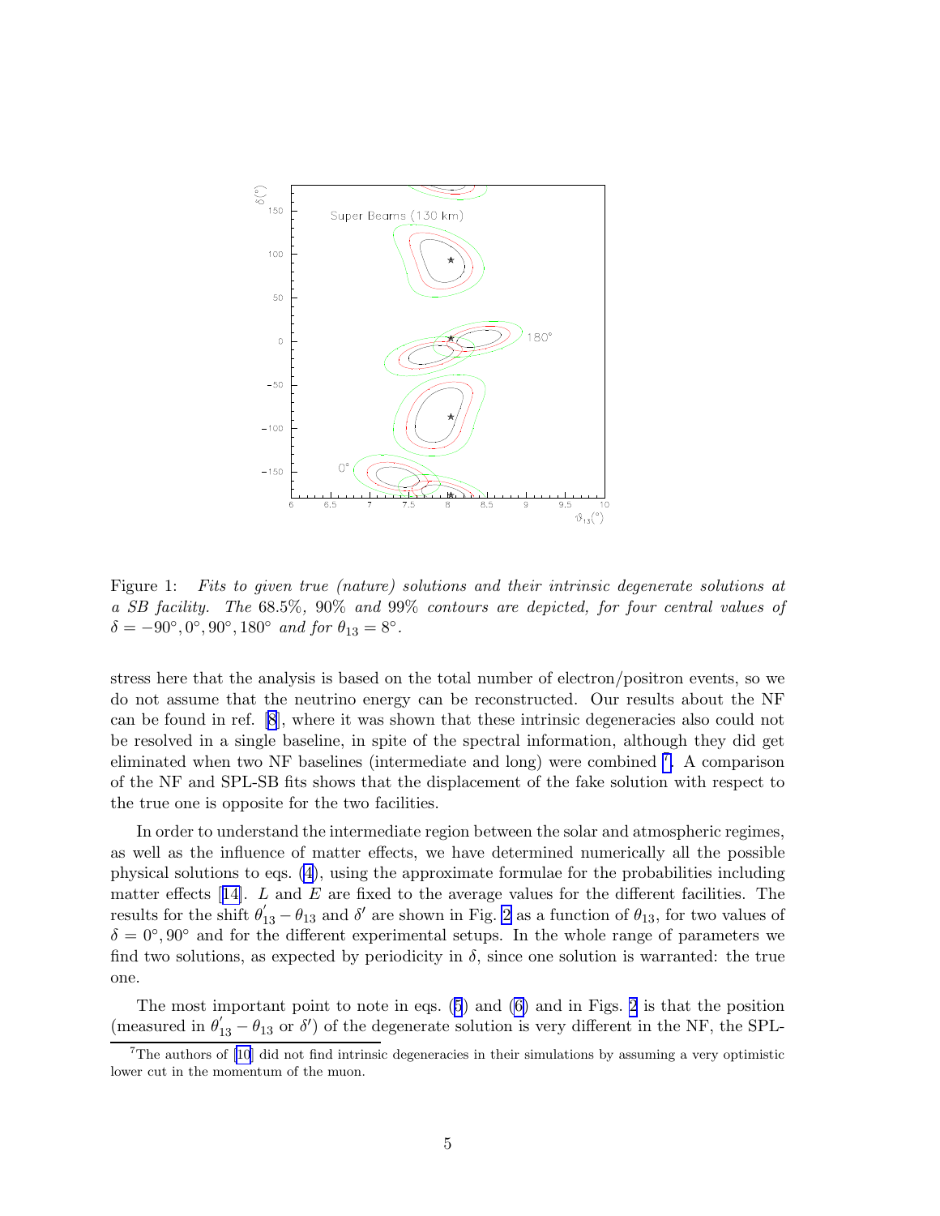Figure 1: *Fits to given true (nature) solutions and their intrinsic degenerate solutions at a SB facility. The* 68.5%*,* 90% *and* 99% *contours are depicted, for four central values of* $\delta = -90^\circ, 0^\circ, 90^\circ, 180^\circ$ *and for* $\theta_{13} = 8^\circ$*.*

stress here that the analysis is based on the total number of electron/positron events, so we do not assume that the neutrino energy can be reconstructed. Our results about the NF can be found in ref. [8], where it was shown that these intrinsic degeneracies also could not be resolved in a single baseline, in spite of the spectral information, although they did get eliminated when two NF baselines (intermediate and long) were combined [7]. A comparison of the NF and SPL-SB fits shows that the displacement of the fake solution with respect to the true one is opposite for the two facilities.

In order to understand the intermediate region between the solar and atmospheric regimes, as well as the influence of matter effects, we have determined numerically all the possible physical solutions to eqs. (4), using the approximate formulae for the probabilities including matter effects [14]. $L$ and $E$ are fixed to the average values for the different facilities. The results for the shift $\theta_{13}^{'} - \theta_{13}$ and $\delta'$ are shown in Fig. 2 as a function of $\theta_{13}$, for two values of $\delta = 0^\circ, 90^\circ$ and for the different experimental setups. In the whole range of parameters we find two solutions, as expected by periodicity in $\delta$, since one solution is warranted: the true one.

The most important point to note in eqs. (5) and (6) and in Figs. 2 is that the position (measured in $\theta_{13}^{'} - \theta_{13}$ or $\delta'$) of the degenerate solution is very different in the NF, the SPL-

[7] The authors of [10] did not find intrinsic degeneracies in their simulations by assuming a very optimistic lower cut in the momentum of the muon.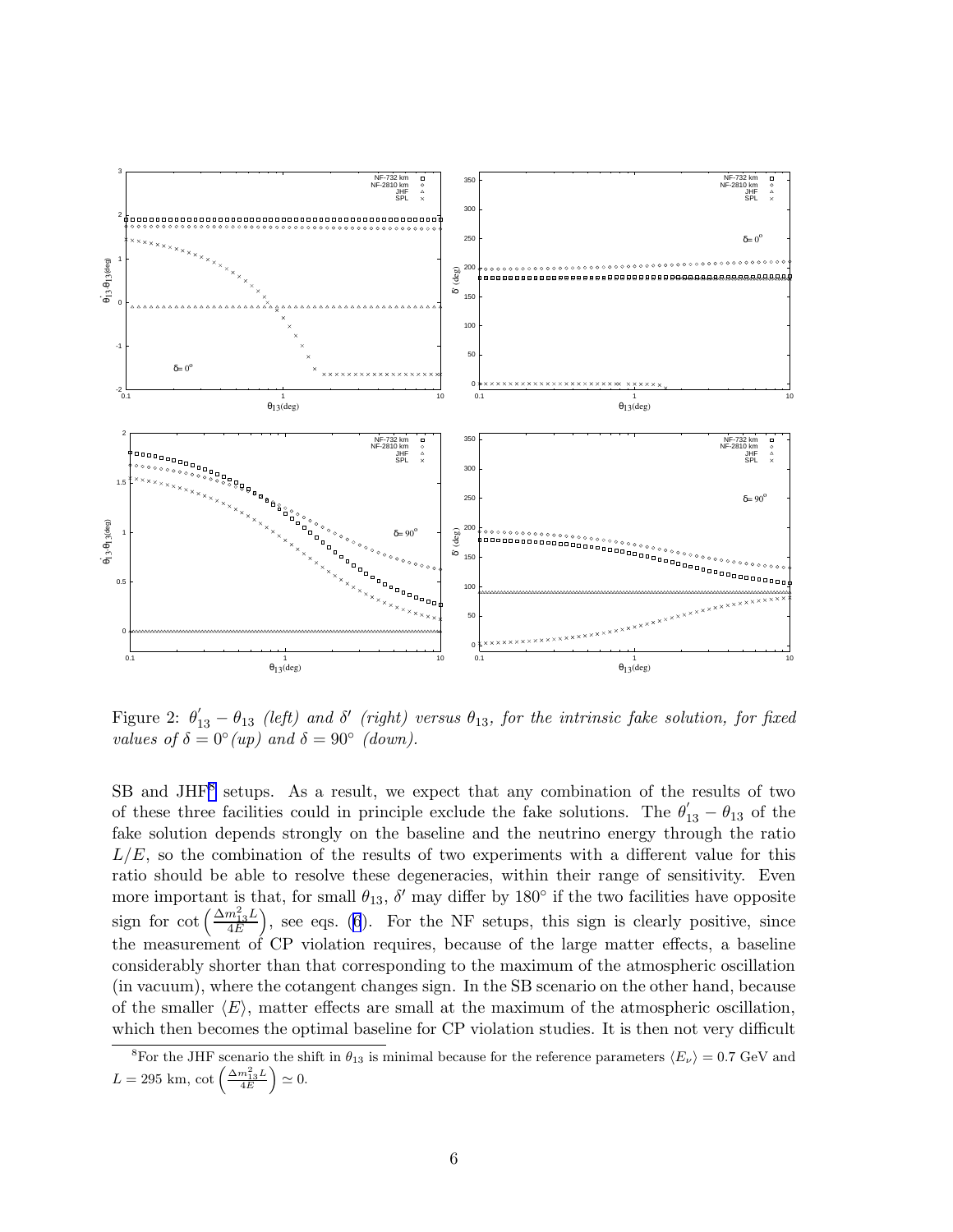Figure 2: $\theta_{13}' - \theta_{13}$ *(left) and* $\delta'$ *(right) versus* $\theta_{13}$*, for the intrinsic fake solution, for fixed values of* $\delta = 0°$ *(up) and* $\delta = 90°$ *(down).*

SB and JHF[8] setups. As a result, we expect that any combination of the results of two of these three facilities could in principle exclude the fake solutions. The $\theta_{13}' - \theta_{13}$ of the fake solution depends strongly on the baseline and the neutrino energy through the ratio $L/E$, so the combination of the results of two experiments with a different value for this ratio should be able to resolve these degeneracies, within their range of sensitivity. Even more important is that, for small $\theta_{13}$, $\delta'$ may differ by $180°$ if the two facilities have opposite sign for $\cot\left(\frac{\Delta m^2_{13} L}{4E}\right)$, see eqs. (6). For the NF setups, this sign is clearly positive, since the measurement of CP violation requires, because of the large matter effects, a baseline considerably shorter than that corresponding to the maximum of the atmospheric oscillation (in vacuum), where the cotangent changes sign. In the SB scenario on the other hand, because of the smaller $\langle E \rangle$, matter effects are small at the maximum of the atmospheric oscillation, which then becomes the optimal baseline for CP violation studies. It is then not very difficult

[8] For the JHF scenario the shift in $\theta_{13}$ is minimal because for the reference parameters $\langle E_\nu \rangle = 0.7$ GeV and $L = 295$ km, $\cot\left(\frac{\Delta m^2_{13} L}{4E}\right) \simeq 0$.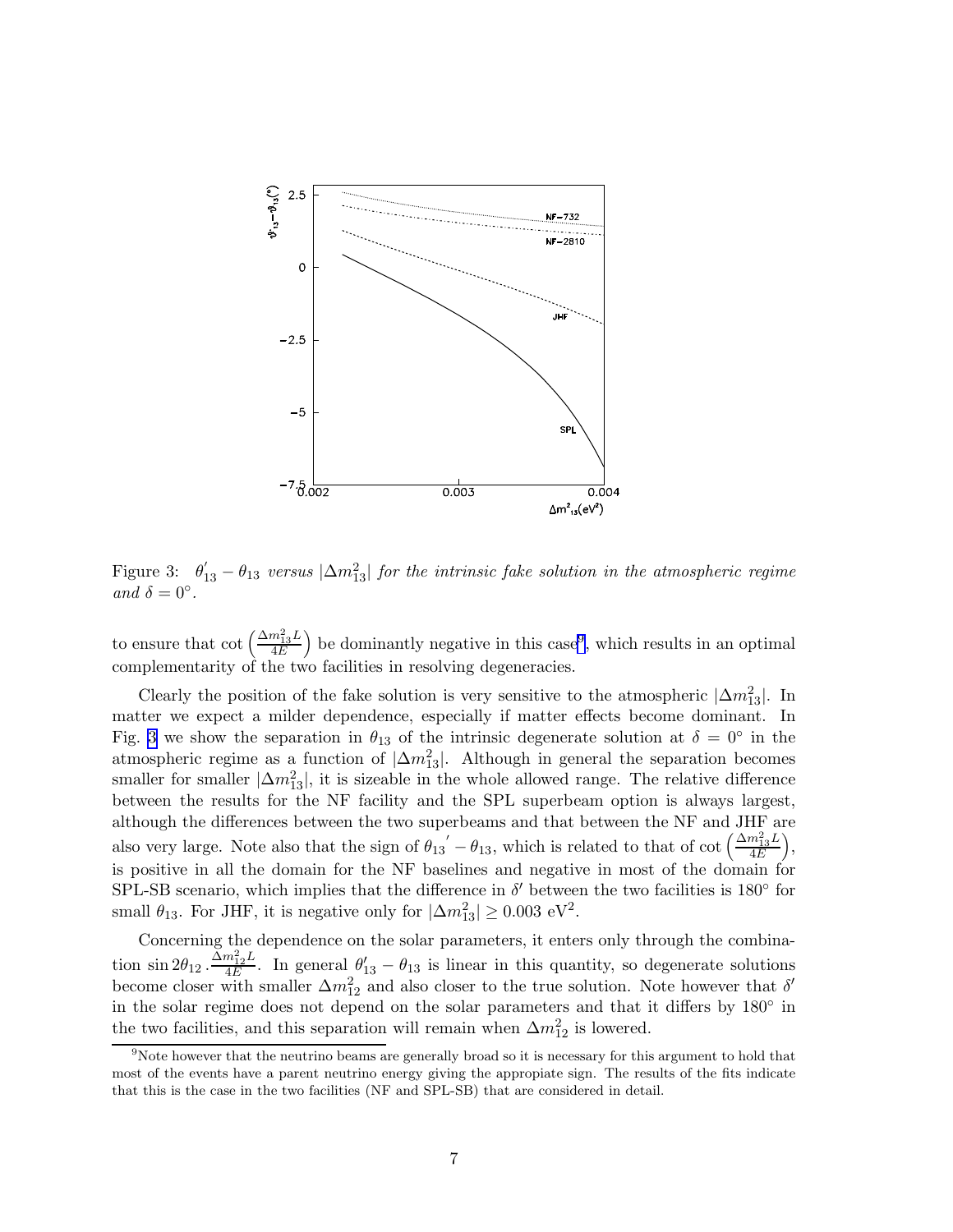Figure 3: $\theta_{13}' - \theta_{13}$ *versus* $|\Delta m^2_{13}|$ *for the intrinsic fake solution in the atmospheric regime and* $\delta = 0°$.

to ensure that $\cot\left(\frac{\Delta m^2_{13} L}{4E}\right)$ be dominantly negative in this case[9], which results in an optimal complementarity of the two facilities in resolving degeneracies.

Clearly the position of the fake solution is very sensitive to the atmospheric $|\Delta m^2_{13}|$. In matter we expect a milder dependence, especially if matter effects become dominant. In Fig. 3 we show the separation in $\theta_{13}$ of the intrinsic degenerate solution at $\delta = 0°$ in the atmospheric regime as a function of $|\Delta m^2_{13}|$. Although in general the separation becomes smaller for smaller $|\Delta m^2_{13}|$, it is sizeable in the whole allowed range. The relative difference between the results for the NF facility and the SPL superbeam option is always largest, although the differences between the two superbeams and that between the NF and JHF are also very large. Note also that the sign of ${\theta_{13}}' - \theta_{13}$, which is related to that of $\cot\left(\frac{\Delta m^2_{13} L}{4E}\right)$, is positive in all the domain for the NF baselines and negative in most of the domain for SPL-SB scenario, which implies that the difference in $\delta'$ between the two facilities is $180°$ for small $\theta_{13}$. For JHF, it is negative only for $|\Delta m^2_{13}| \geq 0.003$ eV$^2$.

Concerning the dependence on the solar parameters, it enters only through the combination $\sin 2\theta_{12} \, . \frac{\Delta m^2_{12} L}{4E}$. In general $\theta_{13}' - \theta_{13}$ is linear in this quantity, so degenerate solutions become closer with smaller $\Delta m^2_{12}$ and also closer to the true solution. Note however that $\delta'$ in the solar regime does not depend on the solar parameters and that it differs by $180°$ in the two facilities, and this separation will remain when $\Delta m^2_{12}$ is lowered.

[9] Note however that the neutrino beams are generally broad so it is necessary for this argument to hold that most of the events have a parent neutrino energy giving the appropiate sign. The results of the fits indicate that this is the case in the two facilities (NF and SPL-SB) that are considered in detail.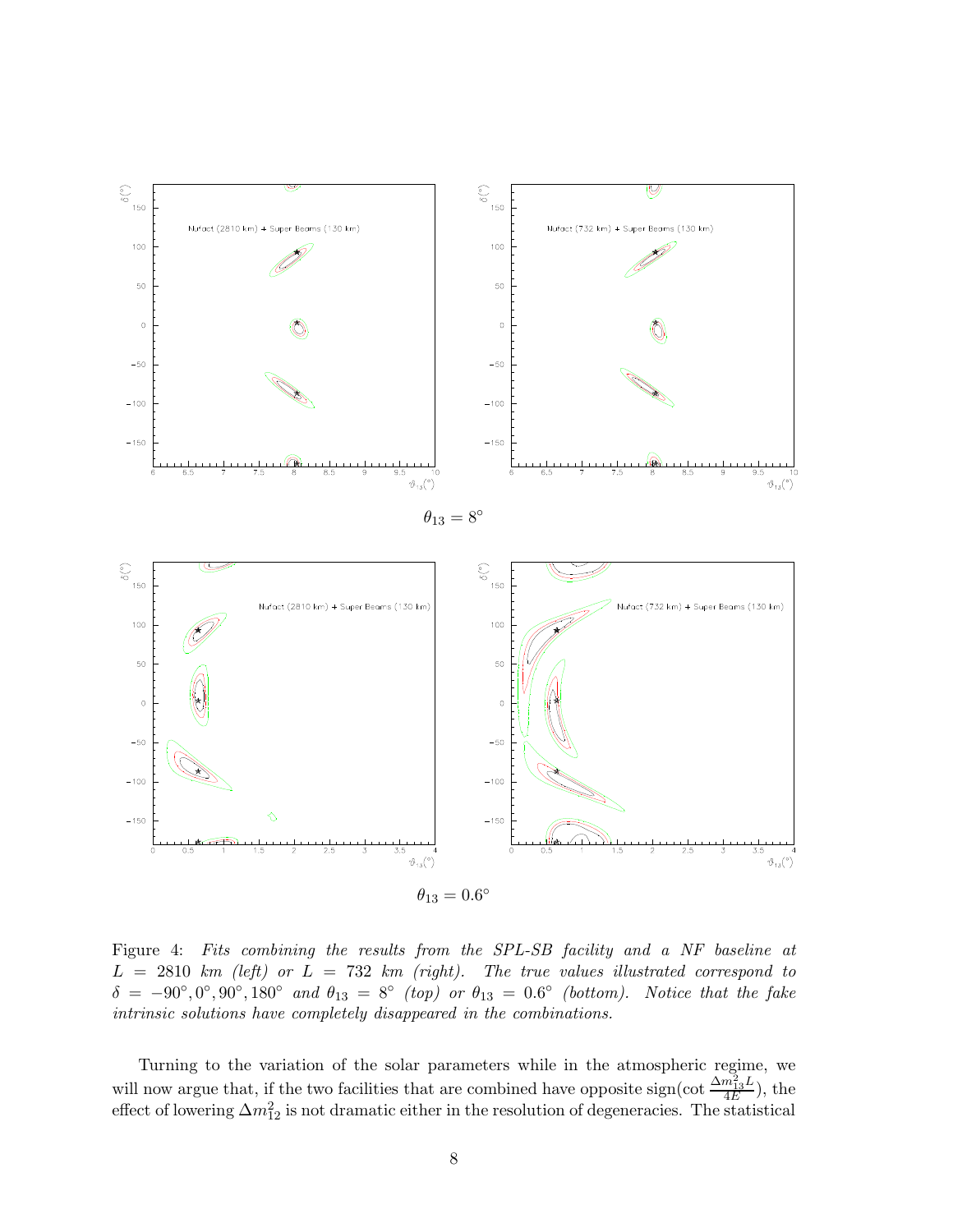$\theta_{13} = 8^\circ$

$\theta_{13} = 0.6^\circ$

Figure 4: *Fits combining the results from the SPL-SB facility and a NF baseline at $L = 2810$ km (left) or $L = 732$ km (right). The true values illustrated correspond to $\delta = -90^\circ, 0^\circ, 90^\circ, 180^\circ$ and $\theta_{13} = 8^\circ$ (top) or $\theta_{13} = 0.6^\circ$ (bottom). Notice that the fake intrinsic solutions have completely disappeared in the combinations.*

Turning to the variation of the solar parameters while in the atmospheric regime, we will now argue that, if the two facilities that are combined have opposite sign($\cot \frac{\Delta m^2_{13} L}{4E}$), the effect of lowering $\Delta m^2_{12}$ is not dramatic either in the resolution of degeneracies. The statistical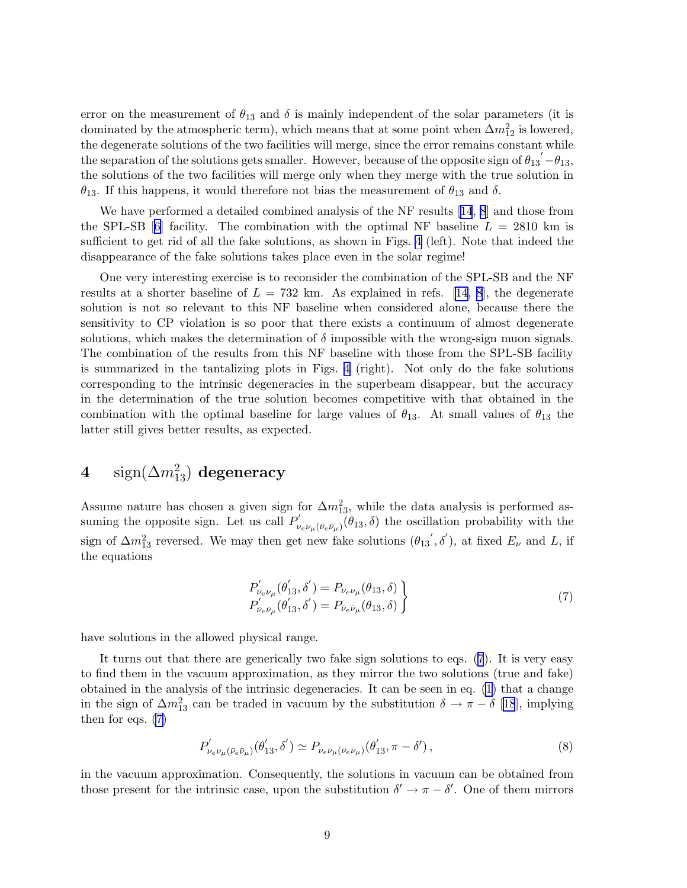error on the measurement of $\theta_{13}$ and $\delta$ is mainly independent of the solar parameters (it is dominated by the atmospheric term), which means that at some point when $\Delta m^2_{12}$ is lowered, the degenerate solutions of the two facilities will merge, since the error remains constant while the separation of the solutions gets smaller. However, because of the opposite sign of ${\theta_{13}}' - \theta_{13}$, the solutions of the two facilities will merge only when they merge with the true solution in $\theta_{13}$. If this happens, it would therefore not bias the measurement of $\theta_{13}$ and $\delta$.

We have performed a detailed combined analysis of the NF results [14, 8] and those from the SPL-SB [6] facility. The combination with the optimal NF baseline $L = 2810$ km is sufficient to get rid of all the fake solutions, as shown in Figs. 4 (left). Note that indeed the disappearance of the fake solutions takes place even in the solar regime!

One very interesting exercise is to reconsider the combination of the SPL-SB and the NF results at a shorter baseline of $L = 732$ km. As explained in refs. [14, 8], the degenerate solution is not so relevant to this NF baseline when considered alone, because there the sensitivity to CP violation is so poor that there exists a continuum of almost degenerate solutions, which makes the determination of $\delta$ impossible with the wrong-sign muon signals. The combination of the results from this NF baseline with those from the SPL-SB facility is summarized in the tantalizing plots in Figs. 4 (right). Not only do the fake solutions corresponding to the intrinsic degeneracies in the superbeam disappear, but the accuracy in the determination of the true solution becomes competitive with that obtained in the combination with the optimal baseline for large values of $\theta_{13}$. At small values of $\theta_{13}$ the latter still gives better results, as expected.

# 4 sign($\Delta m^2_{13}$) degeneracy

Assume nature has chosen a given sign for $\Delta m^2_{13}$, while the data analysis is performed assuming the opposite sign. Let us call $P^{'}_{\nu_e\nu_\mu(\bar{\nu}_e\bar{\nu}_\mu)}(\theta_{13}, \delta)$ the oscillation probability with the sign of $\Delta m^2_{13}$ reversed. We may then get new fake solutions $({\theta_{13}}', \delta^{'})$, at fixed $E_\nu$ and $L$, if the equations

$$\left.\begin{array}{l} P^{'}_{\nu_e\nu_\mu}(\theta^{'}_{13}, \delta^{'}) = P_{\nu_e\nu_\mu}(\theta_{13}, \delta) \\ P^{'}_{\bar{\nu}_e\bar{\nu}_\mu}(\theta^{'}_{13}, \delta^{'}) = P_{\bar{\nu}_e\bar{\nu}_\mu}(\theta_{13}, \delta) \end{array}\right\} \tag{7}$$

have solutions in the allowed physical range.

It turns out that there are generically two fake sign solutions to eqs. (7). It is very easy to find them in the vacuum approximation, as they mirror the two solutions (true and fake) obtained in the analysis of the intrinsic degeneracies. It can be seen in eq. (1) that a change in the sign of $\Delta m^2_{13}$ can be traded in vacuum by the substitution $\delta \to \pi - \delta$ [18], implying then for eqs. (7)

$$P^{'}_{\nu_e\nu_\mu(\bar{\nu}_e\bar{\nu}_\mu)}(\theta^{'}_{13}, \delta^{'}) \simeq P_{\nu_e\nu_\mu(\bar{\nu}_e\bar{\nu}_\mu)}(\theta^{'}_{13}, \pi - \delta^{\prime})\,, \tag{8}$$

in the vacuum approximation. Consequently, the solutions in vacuum can be obtained from those present for the intrinsic case, upon the substitution $\delta' \to \pi - \delta'$. One of them mirrors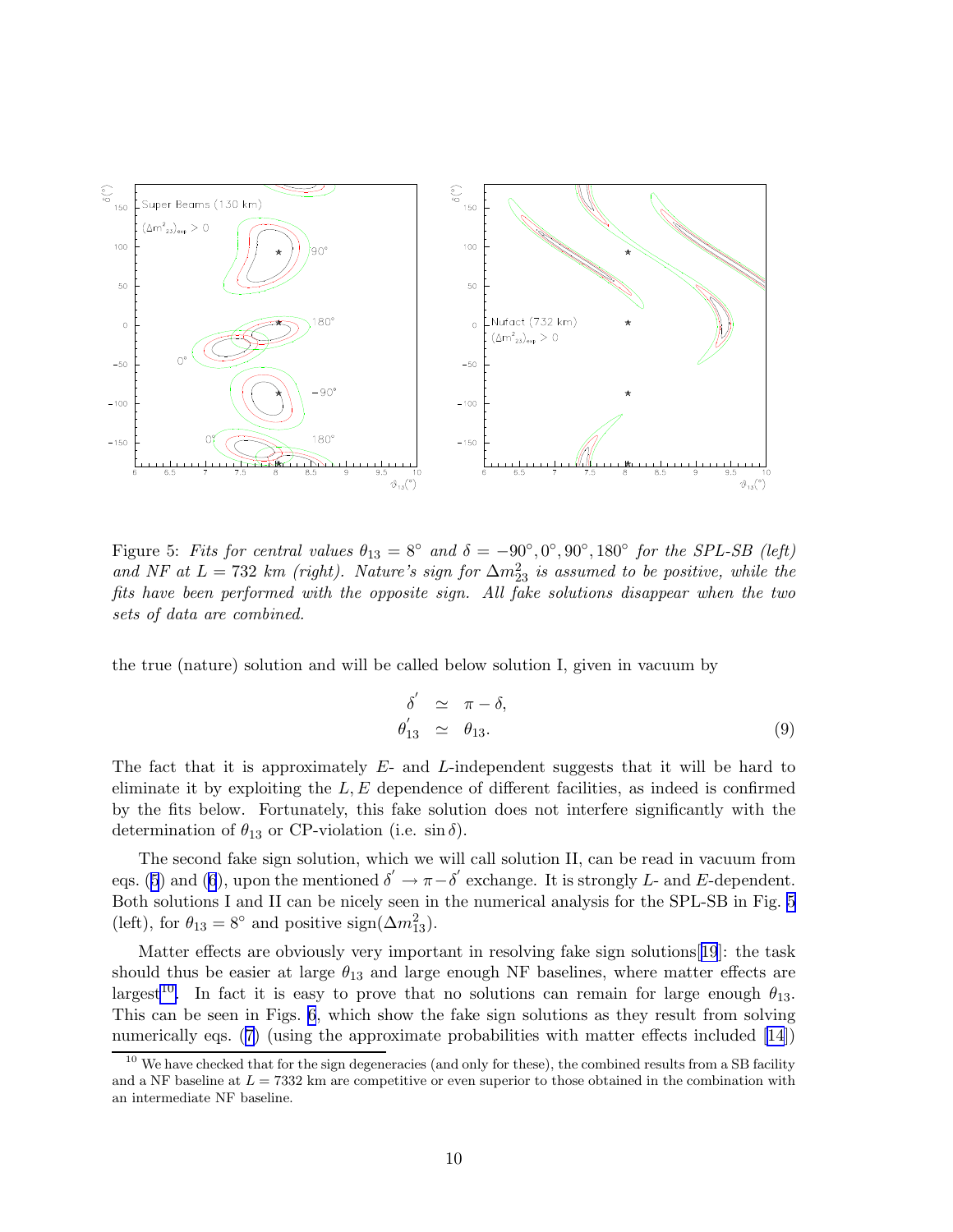Figure 5: *Fits for central values $\theta_{13} = 8^\circ$ and $\delta = -90^\circ, 0^\circ, 90^\circ, 180^\circ$ for the SPL-SB (left) and NF at $L = 732$ km (right). Nature's sign for $\Delta m^2_{23}$ is assumed to be positive, while the fits have been performed with the opposite sign. All fake solutions disappear when the two sets of data are combined.*

the true (nature) solution and will be called below solution I, given in vacuum by

$$
\begin{aligned}
\delta' &\simeq \pi - \delta, \\
\theta'_{13} &\simeq \theta_{13}.
\end{aligned}
\tag{9}
$$

The fact that it is approximately $E$- and $L$-independent suggests that it will be hard to eliminate it by exploiting the $L, E$ dependence of different facilities, as indeed is confirmed by the fits below. Fortunately, this fake solution does not interfere significantly with the determination of $\theta_{13}$ or CP-violation (i.e. $\sin\delta$).

The second fake sign solution, which we will call solution II, can be read in vacuum from eqs. (5) and (6), upon the mentioned $\delta' \to \pi - \delta'$ exchange. It is strongly $L$- and $E$-dependent. Both solutions I and II can be nicely seen in the numerical analysis for the SPL-SB in Fig. 5 (left), for $\theta_{13} = 8^\circ$ and positive sign($\Delta m^2_{13}$).

Matter effects are obviously very important in resolving fake sign solutions[19]: the task should thus be easier at large $\theta_{13}$ and large enough NF baselines, where matter effects are largest[10]. In fact it is easy to prove that no solutions can remain for large enough $\theta_{13}$. This can be seen in Figs. 6, which show the fake sign solutions as they result from solving numerically eqs. (7) (using the approximate probabilities with matter effects included [14])

[10] We have checked that for the sign degeneracies (and only for these), the combined results from a SB facility and a NF baseline at $L = 7332$ km are competitive or even superior to those obtained in the combination with an intermediate NF baseline.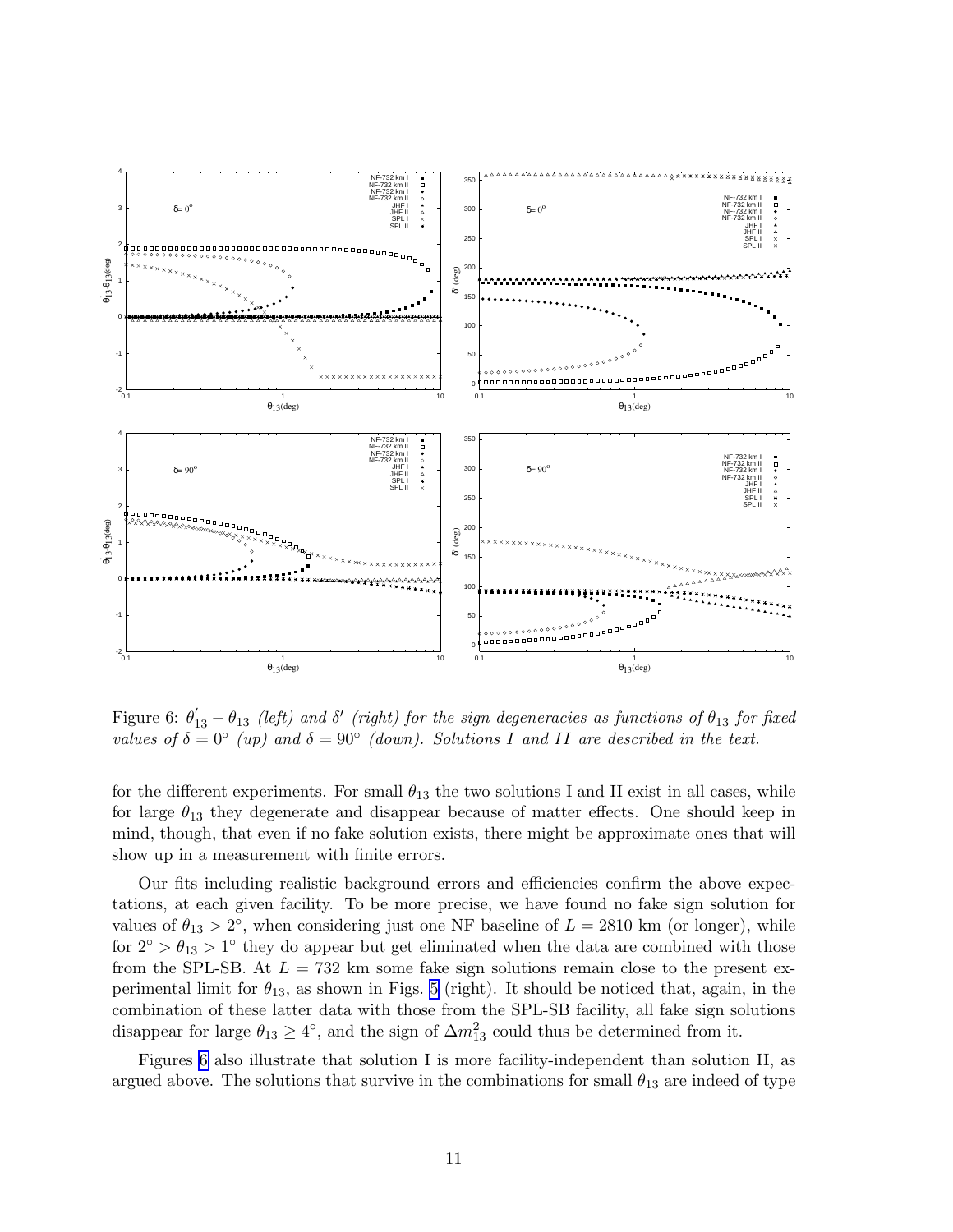Figure 6: $\theta'_{13} - \theta_{13}$ *(left) and* $\delta'$ *(right) for the sign degeneracies as functions of* $\theta_{13}$ *for fixed values of* $\delta = 0^\circ$ *(up) and* $\delta = 90^\circ$ *(down). Solutions I and II are described in the text.*

for the different experiments. For small $\theta_{13}$ the two solutions I and II exist in all cases, while for large $\theta_{13}$ they degenerate and disappear because of matter effects. One should keep in mind, though, that even if no fake solution exists, there might be approximate ones that will show up in a measurement with finite errors.

Our fits including realistic background errors and efficiencies confirm the above expectations, at each given facility. To be more precise, we have found no fake sign solution for values of $\theta_{13} > 2^\circ$, when considering just one NF baseline of $L = 2810$ km (or longer), while for $2^\circ > \theta_{13} > 1^\circ$ they do appear but get eliminated when the data are combined with those from the SPL-SB. At $L = 732$ km some fake sign solutions remain close to the present experimental limit for $\theta_{13}$, as shown in Figs. 5 (right). It should be noticed that, again, in the combination of these latter data with those from the SPL-SB facility, all fake sign solutions disappear for large $\theta_{13} \geq 4^\circ$, and the sign of $\Delta m^2_{13}$ could thus be determined from it.

Figures 6 also illustrate that solution I is more facility-independent than solution II, as argued above. The solutions that survive in the combinations for small $\theta_{13}$ are indeed of type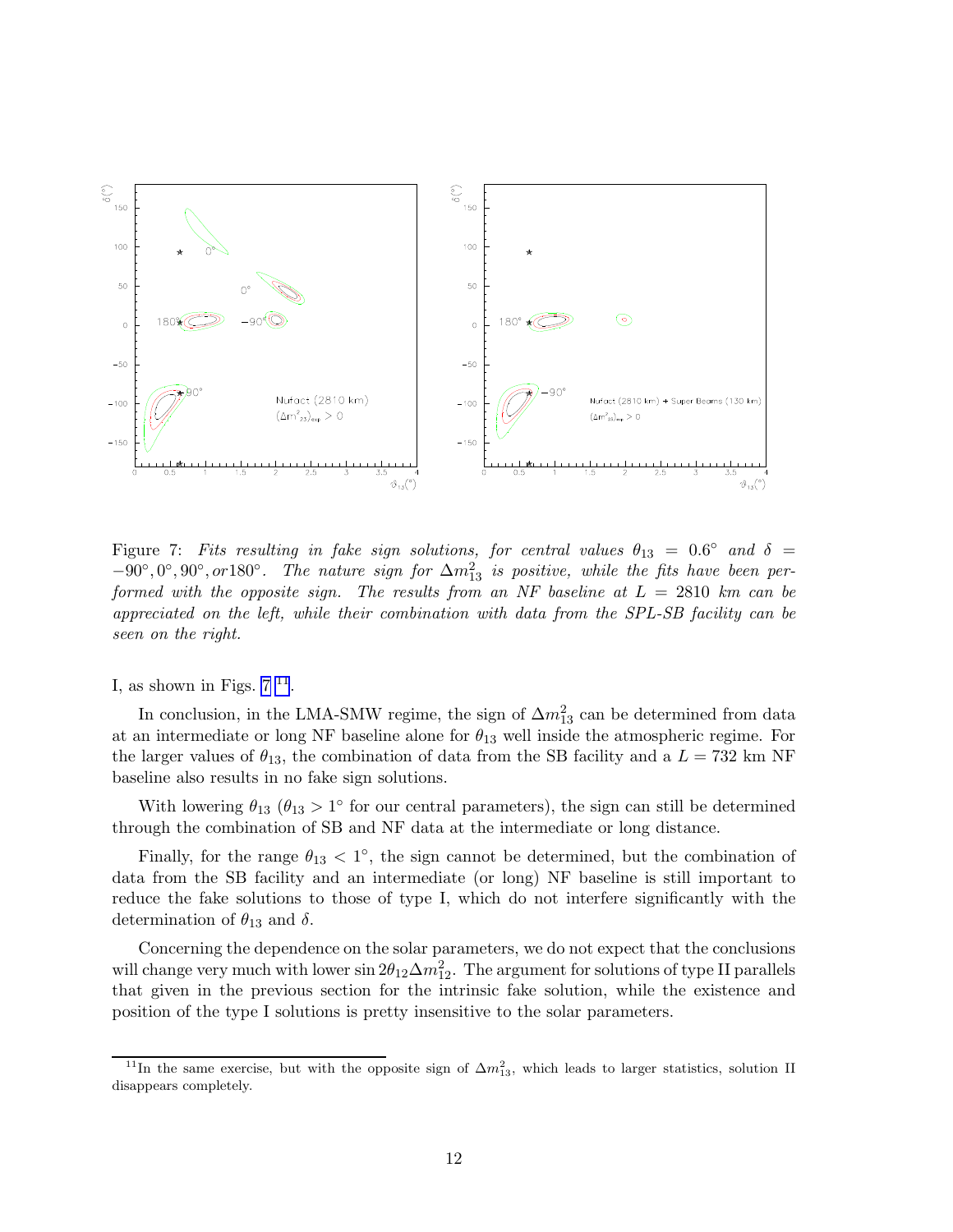Figure 7: *Fits resulting in fake sign solutions, for central values $\theta_{13} = 0.6°$ and $\delta = -90°, 0°, 90°, or 180°$. The nature sign for $\Delta m^2_{13}$ is positive, while the fits have been performed with the opposite sign. The results from an NF baseline at $L = 2810$ km can be appreciated on the left, while their combination with data from the SPL-SB facility can be seen on the right.*

I, as shown in Figs. 7 [11].

In conclusion, in the LMA-SMW regime, the sign of $\Delta m^2_{13}$ can be determined from data at an intermediate or long NF baseline alone for $\theta_{13}$ well inside the atmospheric regime. For the larger values of $\theta_{13}$, the combination of data from the SB facility and a $L = 732$ km NF baseline also results in no fake sign solutions.

With lowering $\theta_{13}$ ($\theta_{13} > 1°$ for our central parameters), the sign can still be determined through the combination of SB and NF data at the intermediate or long distance.

Finally, for the range $\theta_{13} < 1°$, the sign cannot be determined, but the combination of data from the SB facility and an intermediate (or long) NF baseline is still important to reduce the fake solutions to those of type I, which do not interfere significantly with the determination of $\theta_{13}$ and $\delta$.

Concerning the dependence on the solar parameters, we do not expect that the conclusions will change very much with lower $\sin 2\theta_{12}\Delta m^2_{12}$. The argument for solutions of type II parallels that given in the previous section for the intrinsic fake solution, while the existence and position of the type I solutions is pretty insensitive to the solar parameters.

[11] In the same exercise, but with the opposite sign of $\Delta m^2_{13}$, which leads to larger statistics, solution II disappears completely.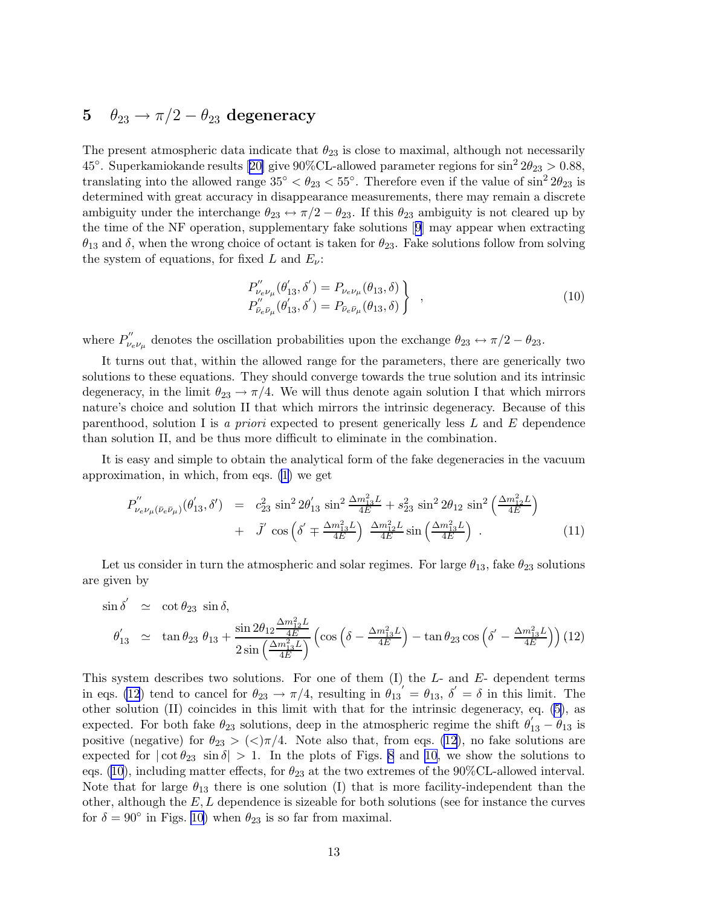## 5 $\theta_{23} \rightarrow \pi/2 - \theta_{23}$ degeneracy

The present atmospheric data indicate that $\theta_{23}$ is close to maximal, although not necessarily 45°. Superkamiokande results [20] give 90%CL-allowed parameter regions for $\sin^2 2\theta_{23} > 0.88$, translating into the allowed range $35^\circ < \theta_{23} < 55^\circ$. Therefore even if the value of $\sin^2 2\theta_{23}$ is determined with great accuracy in disappearance measurements, there may remain a discrete ambiguity under the interchange $\theta_{23} \leftrightarrow \pi/2 - \theta_{23}$. If this $\theta_{23}$ ambiguity is not cleared up by the time of the NF operation, supplementary fake solutions [9] may appear when extracting $\theta_{13}$ and $\delta$, when the wrong choice of octant is taken for $\theta_{23}$. Fake solutions follow from solving the system of equations, for fixed $L$ and $E_\nu$:

$$\left.\begin{array}{l} P^{''}_{\nu_e\nu_\mu}(\theta^{'}_{13}, \delta^{'}) = P_{\nu_e\nu_\mu}(\theta_{13}, \delta) \\ P^{''}_{\bar{\nu}_e\bar{\nu}_\mu}(\theta^{'}_{13}, \delta^{'}) = P_{\bar{\nu}_e\bar{\nu}_\mu}(\theta_{13}, \delta) \end{array}\right\} \quad , \tag{10}$$

where $P^{''}_{\nu_e\nu_\mu}$ denotes the oscillation probabilities upon the exchange $\theta_{23} \leftrightarrow \pi/2 - \theta_{23}$.

It turns out that, within the allowed range for the parameters, there are generically two solutions to these equations. They should converge towards the true solution and its intrinsic degeneracy, in the limit $\theta_{23} \rightarrow \pi/4$. We will thus denote again solution I that which mirrors nature's choice and solution II that which mirrors the intrinsic degeneracy. Because of this parenthood, solution I is *a priori* expected to present generically less $L$ and $E$ dependence than solution II, and be thus more difficult to eliminate in the combination.

It is easy and simple to obtain the analytical form of the fake degeneracies in the vacuum approximation, in which, from eqs. (1) we get

$$\begin{aligned} P^{''}_{\nu_e\nu_\mu(\bar{\nu}_e\bar{\nu}_\mu)}(\theta^{'}_{13}, \delta^{'}) &= c^2_{23}\, \sin^2 2\theta^{'}_{13}\, \sin^2 \tfrac{\Delta m^2_{13} L}{4E} + s^2_{23}\, \sin^2 2\theta_{12}\, \sin^2\left(\tfrac{\Delta m^2_{12} L}{4E}\right) \\ &+ \tilde{J}^{'}\, \cos\left(\delta^{'} \mp \tfrac{\Delta m^2_{13} L}{4E}\right)\, \tfrac{\Delta m^2_{12} L}{4E} \sin\left(\tfrac{\Delta m^2_{13} L}{4E}\right) \ . \end{aligned} \tag{11}$$

Let us consider in turn the atmospheric and solar regimes. For large $\theta_{13}$, fake $\theta_{23}$ solutions are given by

$$\begin{aligned} \sin\delta^{'} &\simeq \cot\theta_{23}\, \sin\delta, \\ \theta^{'}_{13} &\simeq \tan\theta_{23}\, \theta_{13} + \frac{\sin 2\theta_{12} \frac{\Delta m^2_{12} L}{4E}}{2 \sin\left(\frac{\Delta m^2_{13} L}{4E}\right)} \left( \cos\left(\delta - \tfrac{\Delta m^2_{13} L}{4E}\right) - \tan\theta_{23} \cos\left(\delta^{'} - \tfrac{\Delta m^2_{13} L}{4E}\right) \right) \end{aligned} \tag{12}$$

This system describes two solutions. For one of them (I) the $L$- and $E$- dependent terms in eqs. (12) tend to cancel for $\theta_{23} \rightarrow \pi/4$, resulting in $\theta_{13}^{'} = \theta_{13}$, $\delta^{'} = \delta$ in this limit. The other solution (II) coincides in this limit with that for the intrinsic degeneracy, eq. (5), as expected. For both fake $\theta_{23}$ solutions, deep in the atmospheric regime the shift $\theta^{'}_{13} - \theta_{13}$ is positive (negative) for $\theta_{23} > (<)\pi/4$. Note also that, from eqs. (12), no fake solutions are expected for $|\cot\theta_{23}\, \sin\delta| > 1$. In the plots of Figs. 8 and 10, we show the solutions to eqs. (10), including matter effects, for $\theta_{23}$ at the two extremes of the 90%CL-allowed interval. Note that for large $\theta_{13}$ there is one solution (I) that is more facility-independent than the other, although the $E, L$ dependence is sizeable for both solutions (see for instance the curves for $\delta = 90^\circ$ in Figs. 10) when $\theta_{23}$ is so far from maximal.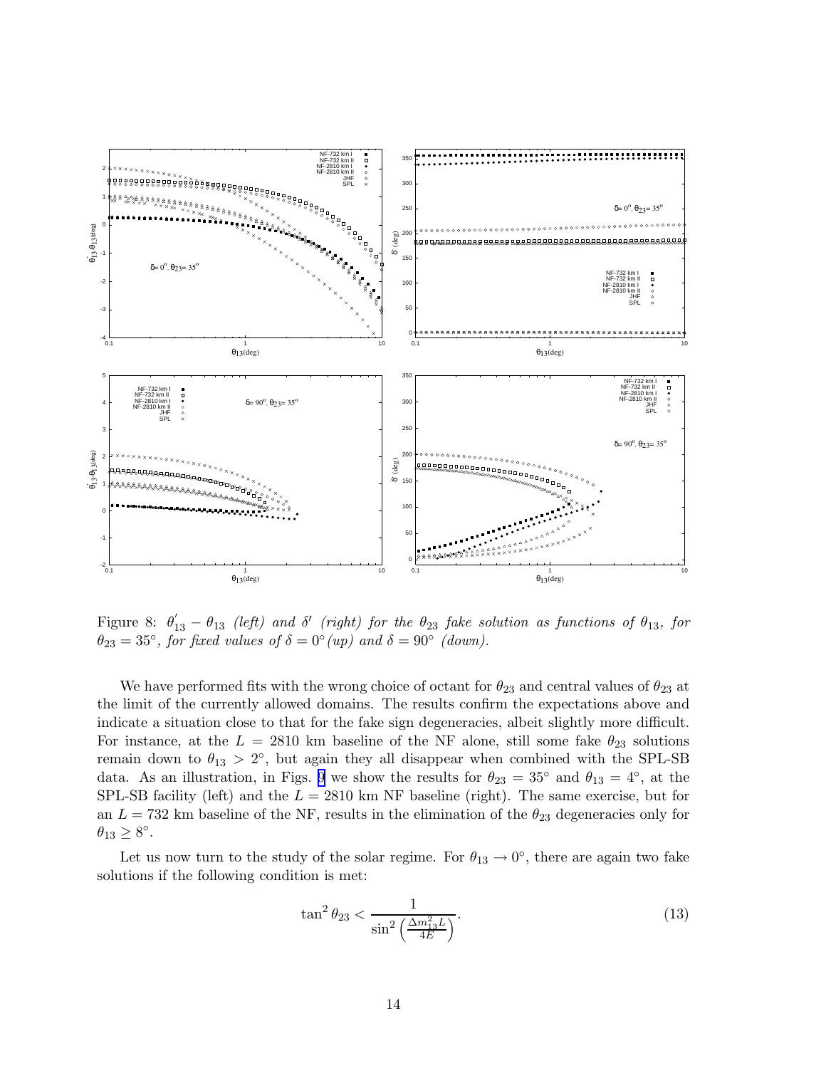Figure 8: $\theta'_{13} - \theta_{13}$ *(left) and* $\delta'$ *(right) for the* $\theta_{23}$ *fake solution as functions of* $\theta_{13}$*, for* $\theta_{23} = 35°$*, for fixed values of* $\delta = 0°$ *(up) and* $\delta = 90°$ *(down).*

We have performed fits with the wrong choice of octant for $\theta_{23}$ and central values of $\theta_{23}$ at the limit of the currently allowed domains. The results confirm the expectations above and indicate a situation close to that for the fake sign degeneracies, albeit slightly more difficult. For instance, at the $L = 2810$ km baseline of the NF alone, still some fake $\theta_{23}$ solutions remain down to $\theta_{13} > 2°$, but again they all disappear when combined with the SPL-SB data. As an illustration, in Figs. 9 we show the results for $\theta_{23} = 35°$ and $\theta_{13} = 4°$, at the SPL-SB facility (left) and the $L = 2810$ km NF baseline (right). The same exercise, but for an $L = 732$ km baseline of the NF, results in the elimination of the $\theta_{23}$ degeneracies only for $\theta_{13} \geq 8°$.

Let us now turn to the study of the solar regime. For $\theta_{13} \to 0°$, there are again two fake solutions if the following condition is met:

$$\tan^2 \theta_{23} < \frac{1}{\sin^2\left(\frac{\Delta m^2_{13} L}{4E}\right)}. \tag{13}$$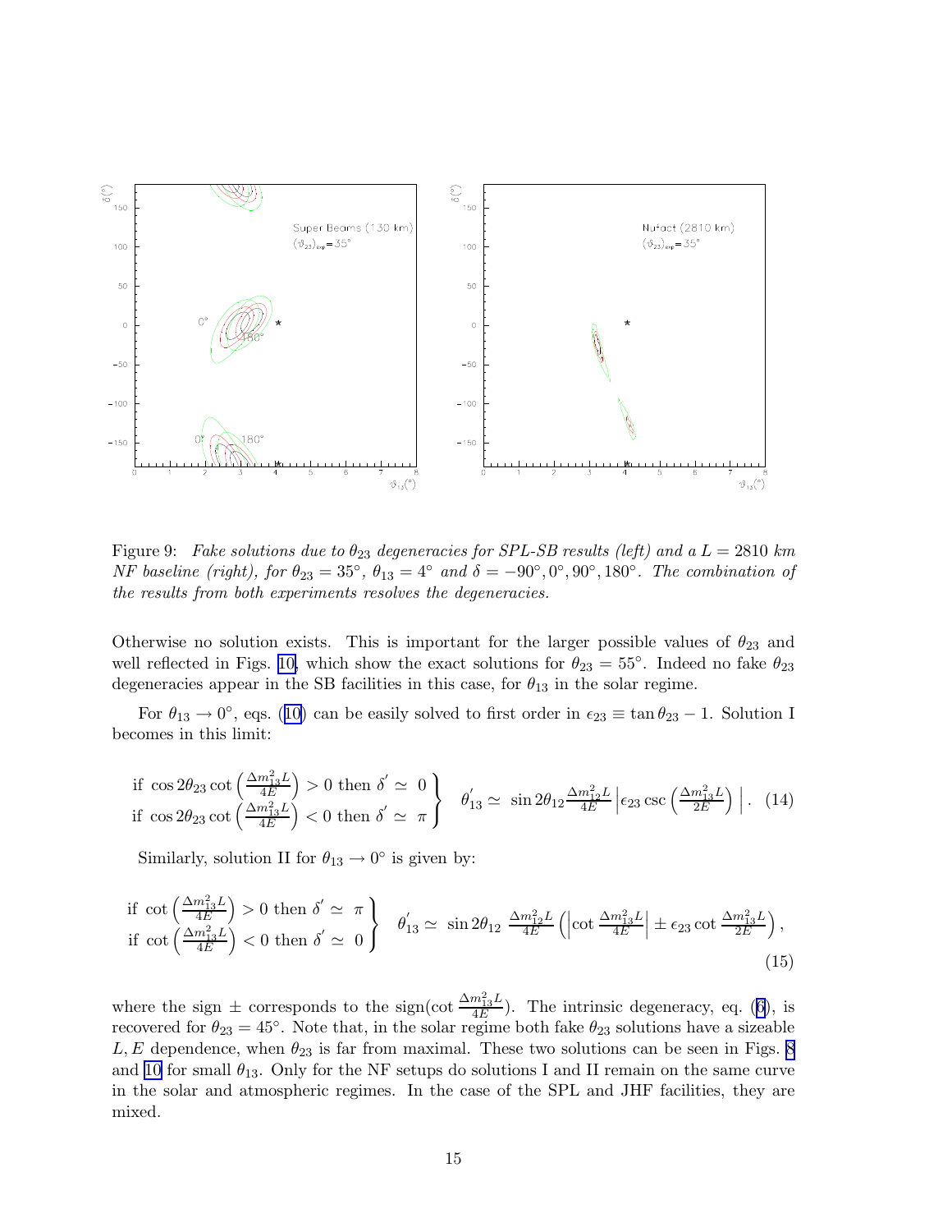Figure 9: *Fake solutions due to $\theta_{23}$ degeneracies for SPL-SB results (left) and a $L = 2810$ km NF baseline (right), for $\theta_{23} = 35°$, $\theta_{13} = 4°$ and $\delta = -90°, 0°, 90°, 180°$. The combination of the results from both experiments resolves the degeneracies.*

Otherwise no solution exists. This is important for the larger possible values of $\theta_{23}$ and well reflected in Figs. 10, which show the exact solutions for $\theta_{23} = 55°$. Indeed no fake $\theta_{23}$ degeneracies appear in the SB facilities in this case, for $\theta_{13}$ in the solar regime.

For $\theta_{13} \to 0°$, eqs. (10) can be easily solved to first order in $\epsilon_{23} \equiv \tan\theta_{23} - 1$. Solution I becomes in this limit:

$$\left.\begin{array}{l} \text{if } \cos 2\theta_{23} \cot\left(\frac{\Delta m^2_{13} L}{4E}\right) > 0 \text{ then } \delta' \simeq 0 \\ \text{if } \cos 2\theta_{23} \cot\left(\frac{\Delta m^2_{13} L}{4E}\right) < 0 \text{ then } \delta' \simeq \pi \end{array}\right\} \quad \theta'_{13} \simeq \sin 2\theta_{12} \frac{\Delta m^2_{12} L}{4E} \left| \epsilon_{23} \csc\left(\frac{\Delta m^2_{13} L}{2E}\right) \right| . \quad (14)$$

Similarly, solution II for $\theta_{13} \to 0°$ is given by:

$$\left.\begin{array}{l} \text{if } \cot\left(\frac{\Delta m^2_{13} L}{4E}\right) > 0 \text{ then } \delta' \simeq \pi \\ \text{if } \cot\left(\frac{\Delta m^2_{13} L}{4E}\right) < 0 \text{ then } \delta' \simeq 0 \end{array}\right\} \quad \theta'_{13} \simeq \sin 2\theta_{12} \, \frac{\Delta m^2_{12} L}{4E} \left( \left| \cot \frac{\Delta m^2_{13} L}{4E} \right| \pm \epsilon_{23} \cot \frac{\Delta m^2_{13} L}{2E} \right), \quad (15)$$

where the sign $\pm$ corresponds to the sign($\cot \frac{\Delta m^2_{13} L}{4E}$). The intrinsic degeneracy, eq. (6), is recovered for $\theta_{23} = 45°$. Note that, in the solar regime both fake $\theta_{23}$ solutions have a sizeable $L, E$ dependence, when $\theta_{23}$ is far from maximal. These two solutions can be seen in Figs. 8 and 10 for small $\theta_{13}$. Only for the NF setups do solutions I and II remain on the same curve in the solar and atmospheric regimes. In the case of the SPL and JHF facilities, they are mixed.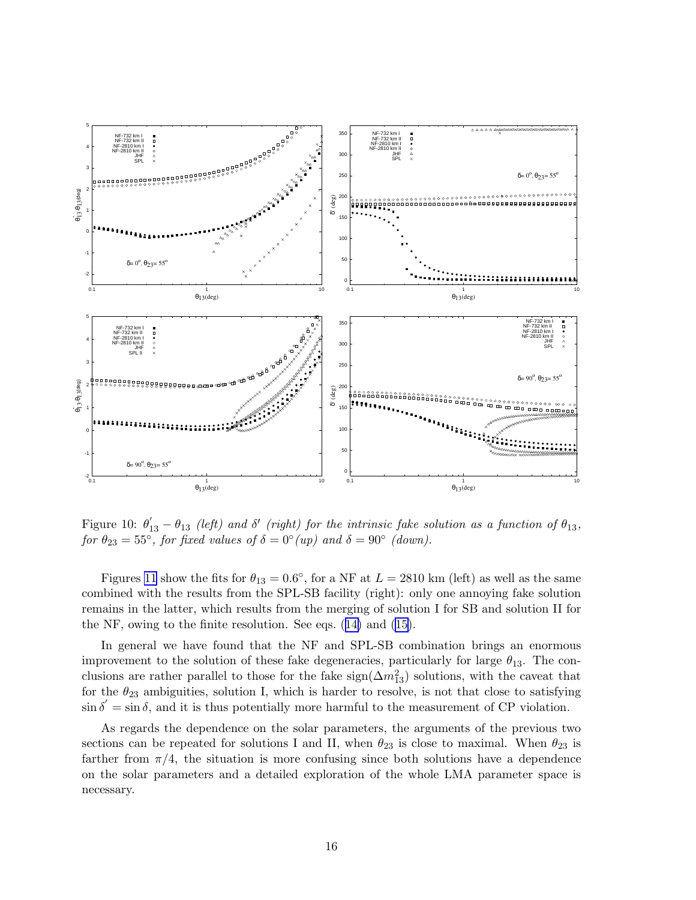Figure 10: $\theta'_{13} - \theta_{13}$ *(left) and* $\delta'$ *(right) for the intrinsic fake solution as a function of* $\theta_{13}$*, for* $\theta_{23} = 55°$*, for fixed values of* $\delta = 0°$ *(up) and* $\delta = 90°$ *(down).*

Figures 11 show the fits for $\theta_{13} = 0.6°$, for a NF at $L = 2810$ km (left) as well as the same combined with the results from the SPL-SB facility (right): only one annoying fake solution remains in the latter, which results from the merging of solution I for SB and solution II for the NF, owing to the finite resolution. See eqs. (14) and (15).

In general we have found that the NF and SPL-SB combination brings an enormous improvement to the solution of these fake degeneracies, particularly for large $\theta_{13}$. The conclusions are rather parallel to those for the fake sign($\Delta m^2_{13}$) solutions, with the caveat that for the $\theta_{23}$ ambiguities, solution I, which is harder to resolve, is not that close to satisfying $\sin\delta' = \sin\delta$, and it is thus potentially more harmful to the measurement of CP violation.

As regards the dependence on the solar parameters, the arguments of the previous two sections can be repeated for solutions I and II, when $\theta_{23}$ is close to maximal. When $\theta_{23}$ is farther from $\pi/4$, the situation is more confusing since both solutions have a dependence on the solar parameters and a detailed exploration of the whole LMA parameter space is necessary.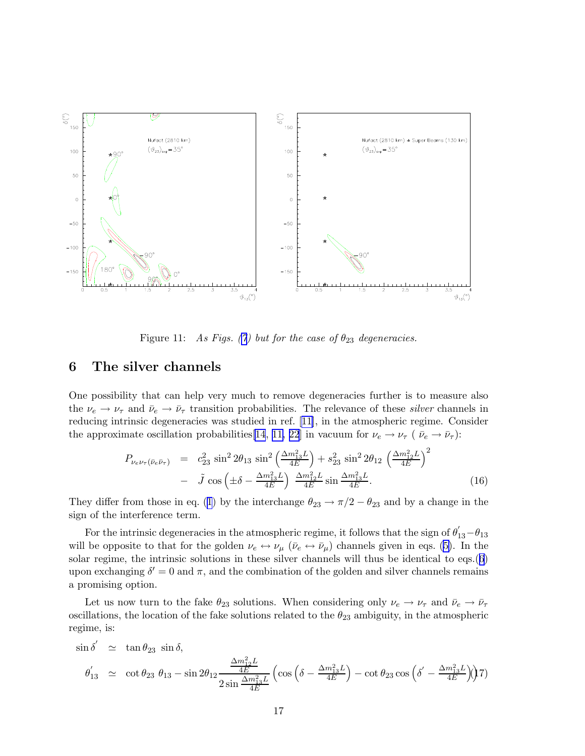Figure 11: *As Figs. (7) but for the case of $\theta_{23}$ degeneracies.*

## 6 The silver channels

One possibility that can help very much to remove degeneracies further is to measure also the $\nu_e \to \nu_\tau$ and $\bar{\nu}_e \to \bar{\nu}_\tau$ transition probabilities. The relevance of these *silver* channels in reducing intrinsic degeneracies was studied in ref. [11], in the atmospheric regime. Consider the approximate oscillation probabilities[14, 11, 22] in vacuum for $\nu_e \to \nu_\tau$ ( $\bar{\nu}_e \to \bar{\nu}_\tau$):

$$
\begin{aligned}
P_{\nu_e\nu_\tau(\bar{\nu}_e\bar{\nu}_\tau)} &= c_{23}^2 \sin^2 2\theta_{13} \sin^2\left(\frac{\Delta m^2_{13} L}{4E}\right) + s_{23}^2 \sin^2 2\theta_{12} \left(\frac{\Delta m^2_{12} L}{4E}\right)^2 \\
&- \tilde{J} \cos\left(\pm\delta - \frac{\Delta m^2_{13} L}{4E}\right) \frac{\Delta m^2_{12} L}{4E} \sin \frac{\Delta m^2_{13} L}{4E}. \qquad (16)
\end{aligned}
$$

They differ from those in eq. (1) by the interchange $\theta_{23} \to \pi/2 - \theta_{23}$ and by a change in the sign of the interference term.

For the intrinsic degeneracies in the atmospheric regime, it follows that the sign of $\theta_{13}^{'} - \theta_{13}$ will be opposite to that for the golden $\nu_e \leftrightarrow \nu_\mu$ ($\bar{\nu}_e \leftrightarrow \bar{\nu}_\mu$) channels given in eqs. (5). In the solar regime, the intrinsic solutions in these silver channels will thus be identical to eqs.(6) upon exchanging $\delta' = 0$ and $\pi$, and the combination of the golden and silver channels remains a promising option.

Let us now turn to the fake $\theta_{23}$ solutions. When considering only $\nu_e \to \nu_\tau$ and $\bar{\nu}_e \to \bar{\nu}_\tau$ oscillations, the location of the fake solutions related to the $\theta_{23}$ ambiguity, in the atmospheric regime, is:

$$
\begin{aligned}
\sin\delta' &\simeq \tan\theta_{23} \sin\delta, \\
\theta_{13}^{'} &\simeq \cot\theta_{23}\, \theta_{13} - \sin 2\theta_{12} \frac{\frac{\Delta m^2_{12} L}{4E}}{2 \sin \frac{\Delta m^2_{13} L}{4E}} \left(\cos\left(\delta - \frac{\Delta m^2_{13} L}{4E}\right) - \cot\theta_{23} \cos\left(\delta' - \frac{\Delta m^2_{13} L}{4E}\right)\right) \qquad (17)
\end{aligned}
$$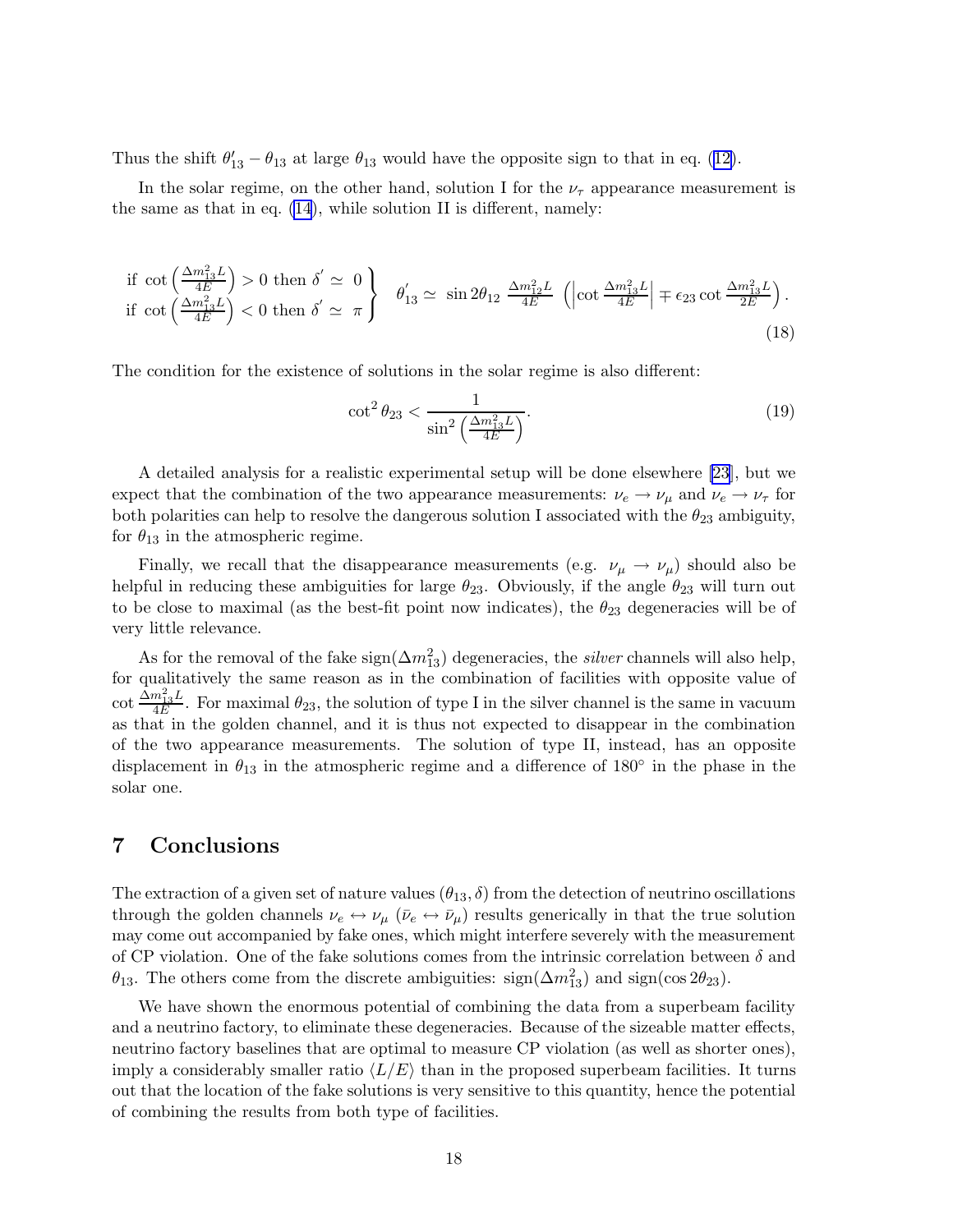Thus the shift $\theta_{13}' - \theta_{13}$ at large $\theta_{13}$ would have the opposite sign to that in eq. (12).

In the solar regime, on the other hand, solution I for the $\nu_\tau$ appearance measurement is the same as that in eq. (14), while solution II is different, namely:

$$\left.\begin{array}{l} \text{if } \cot\left(\frac{\Delta m^2_{13} L}{4E}\right) > 0 \text{ then } \delta' \simeq 0 \\ \text{if } \cot\left(\frac{\Delta m^2_{13} L}{4E}\right) < 0 \text{ then } \delta' \simeq \pi \end{array}\right\} \quad \theta_{13}' \simeq \sin 2\theta_{12} \, \frac{\Delta m^2_{12} L}{4E} \, \left( \left| \cot \frac{\Delta m^2_{13} L}{4E} \right| \mp \epsilon_{23} \cot \frac{\Delta m^2_{13} L}{2E} \right). \tag{18}$$

The condition for the existence of solutions in the solar regime is also different:

$$\cot^2 \theta_{23} < \frac{1}{\sin^2\left(\frac{\Delta m^2_{13} L}{4E}\right)}. \tag{19}$$

A detailed analysis for a realistic experimental setup will be done elsewhere [23], but we expect that the combination of the two appearance measurements: $\nu_e \to \nu_\mu$ and $\nu_e \to \nu_\tau$ for both polarities can help to resolve the dangerous solution I associated with the $\theta_{23}$ ambiguity, for $\theta_{13}$ in the atmospheric regime.

Finally, we recall that the disappearance measurements (e.g. $\nu_\mu \to \nu_\mu$) should also be helpful in reducing these ambiguities for large $\theta_{23}$. Obviously, if the angle $\theta_{23}$ will turn out to be close to maximal (as the best-fit point now indicates), the $\theta_{23}$ degeneracies will be of very little relevance.

As for the removal of the fake $\text{sign}(\Delta m^2_{13})$ degeneracies, the *silver* channels will also help, for qualitatively the same reason as in the combination of facilities with opposite value of $\cot \frac{\Delta m^2_{13} L}{4E}$. For maximal $\theta_{23}$, the solution of type I in the silver channel is the same in vacuum as that in the golden channel, and it is thus not expected to disappear in the combination of the two appearance measurements. The solution of type II, instead, has an opposite displacement in $\theta_{13}$ in the atmospheric regime and a difference of $180^\circ$ in the phase in the solar one.

## 7 Conclusions

The extraction of a given set of nature values $(\theta_{13}, \delta)$ from the detection of neutrino oscillations through the golden channels $\nu_e \leftrightarrow \nu_\mu$ ($\bar{\nu}_e \leftrightarrow \bar{\nu}_\mu$) results generically in that the true solution may come out accompanied by fake ones, which might interfere severely with the measurement of CP violation. One of the fake solutions comes from the intrinsic correlation between $\delta$ and $\theta_{13}$. The others come from the discrete ambiguities: $\text{sign}(\Delta m^2_{13})$ and $\text{sign}(\cos 2\theta_{23})$.

We have shown the enormous potential of combining the data from a superbeam facility and a neutrino factory, to eliminate these degeneracies. Because of the sizeable matter effects, neutrino factory baselines that are optimal to measure CP violation (as well as shorter ones), imply a considerably smaller ratio $\langle L/E \rangle$ than in the proposed superbeam facilities. It turns out that the location of the fake solutions is very sensitive to this quantity, hence the potential of combining the results from both type of facilities.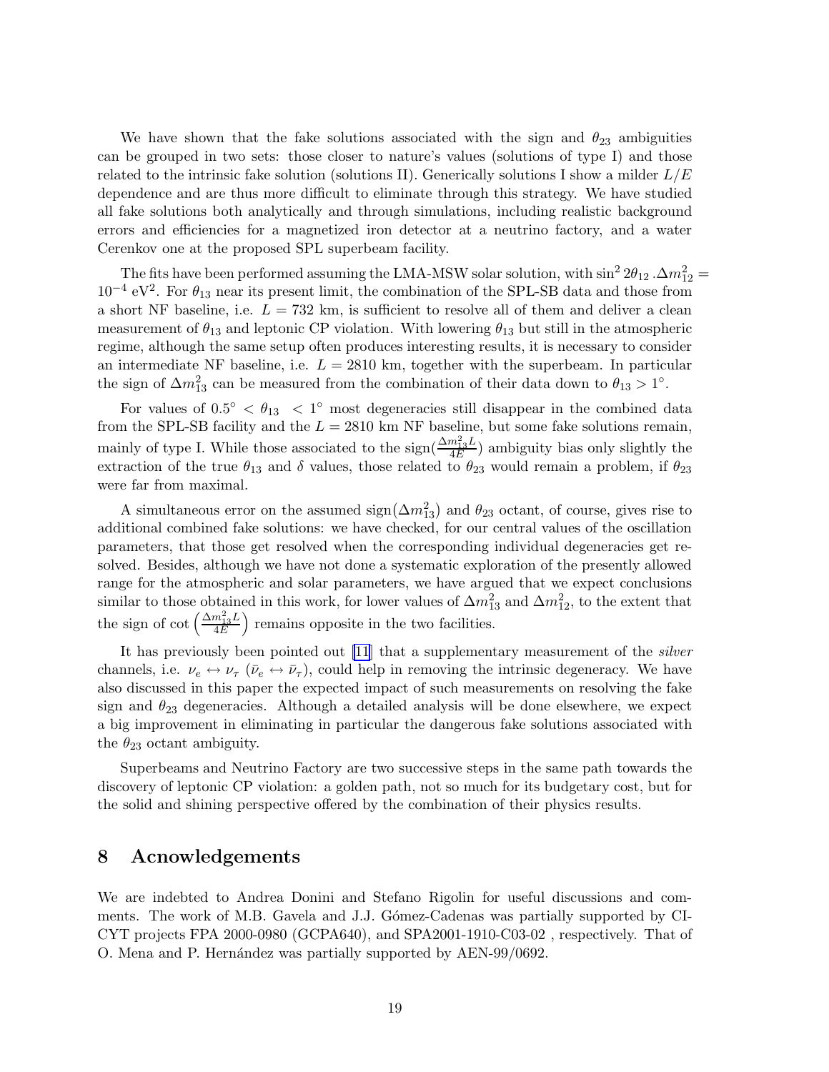We have shown that the fake solutions associated with the sign and $\theta_{23}$ ambiguities can be grouped in two sets: those closer to nature's values (solutions of type I) and those related to the intrinsic fake solution (solutions II). Generically solutions I show a milder $L/E$ dependence and are thus more difficult to eliminate through this strategy. We have studied all fake solutions both analytically and through simulations, including realistic background errors and efficiencies for a magnetized iron detector at a neutrino factory, and a water Cerenkov one at the proposed SPL superbeam facility.

The fits have been performed assuming the LMA-MSW solar solution, with $\sin^2 2\theta_{12}\,.\Delta m^2_{12} = 10^{-4}$ eV$^2$. For $\theta_{13}$ near its present limit, the combination of the SPL-SB data and those from a short NF baseline, i.e. $L = 732$ km, is sufficient to resolve all of them and deliver a clean measurement of $\theta_{13}$ and leptonic CP violation. With lowering $\theta_{13}$ but still in the atmospheric regime, although the same setup often produces interesting results, it is necessary to consider an intermediate NF baseline, i.e. $L = 2810$ km, together with the superbeam. In particular the sign of $\Delta m^2_{13}$ can be measured from the combination of their data down to $\theta_{13} > 1^\circ$.

For values of $0.5^\circ < \theta_{13} < 1^\circ$ most degeneracies still disappear in the combined data from the SPL-SB facility and the $L = 2810$ km NF baseline, but some fake solutions remain, mainly of type I. While those associated to the sign$(\frac{\Delta m^2_{13} L}{4E})$ ambiguity bias only slightly the extraction of the true $\theta_{13}$ and $\delta$ values, those related to $\theta_{23}$ would remain a problem, if $\theta_{23}$ were far from maximal.

A simultaneous error on the assumed sign$(\Delta m^2_{13})$ and $\theta_{23}$ octant, of course, gives rise to additional combined fake solutions: we have checked, for our central values of the oscillation parameters, that those get resolved when the corresponding individual degeneracies get resolved. Besides, although we have not done a systematic exploration of the presently allowed range for the atmospheric and solar parameters, we have argued that we expect conclusions similar to those obtained in this work, for lower values of $\Delta m^2_{13}$ and $\Delta m^2_{12}$, to the extent that the sign of $\cot\left(\frac{\Delta m^2_{13} L}{4E}\right)$ remains opposite in the two facilities.

It has previously been pointed out [11] that a supplementary measurement of the *silver* channels, i.e. $\nu_e \leftrightarrow \nu_\tau$ ($\bar{\nu}_e \leftrightarrow \bar{\nu}_\tau$), could help in removing the intrinsic degeneracy. We have also discussed in this paper the expected impact of such measurements on resolving the fake sign and $\theta_{23}$ degeneracies. Although a detailed analysis will be done elsewhere, we expect a big improvement in eliminating in particular the dangerous fake solutions associated with the $\theta_{23}$ octant ambiguity.

Superbeams and Neutrino Factory are two successive steps in the same path towards the discovery of leptonic CP violation: a golden path, not so much for its budgetary cost, but for the solid and shining perspective offered by the combination of their physics results.

# 8 Acnowledgements

We are indebted to Andrea Donini and Stefano Rigolin for useful discussions and comments. The work of M.B. Gavela and J.J. Gómez-Cadenas was partially supported by CICYT projects FPA 2000-0980 (GCPA640), and SPA2001-1910-C03-02 , respectively. That of O. Mena and P. Hernández was partially supported by AEN-99/0692.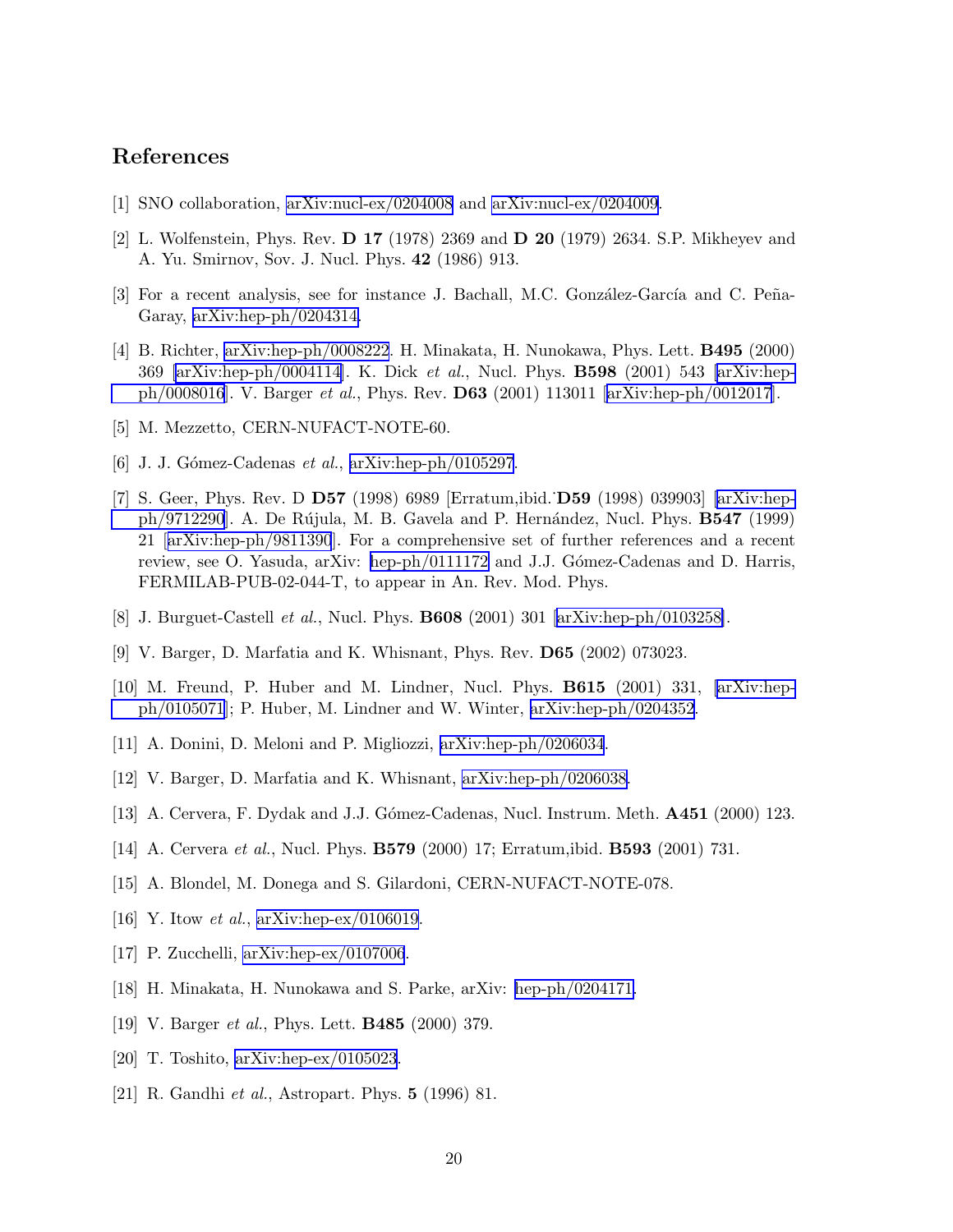## References

[1] SNO collaboration, arXiv:nucl-ex/0204008 and arXiv:nucl-ex/0204009.

[2] L. Wolfenstein, Phys. Rev. **D 17** (1978) 2369 and **D 20** (1979) 2634. S.P. Mikheyev and A. Yu. Smirnov, Sov. J. Nucl. Phys. **42** (1986) 913.

[3] For a recent analysis, see for instance J. Bachall, M.C. González-García and C. Peña-Garay, arXiv:hep-ph/0204314.

[4] B. Richter, arXiv:hep-ph/0008222. H. Minakata, H. Nunokawa, Phys. Lett. **B495** (2000) 369 [arXiv:hep-ph/0004114]. K. Dick *et al.*, Nucl. Phys. **B598** (2001) 543 [arXiv:hep-ph/0008016]. V. Barger *et al.*, Phys. Rev. **D63** (2001) 113011 [arXiv:hep-ph/0012017].

[5] M. Mezzetto, CERN-NUFACT-NOTE-60.

[6] J. J. Gómez-Cadenas *et al.*, arXiv:hep-ph/0105297.

[7] S. Geer, Phys. Rev. D **D57** (1998) 6989 [Erratum,ibid. **D59** (1998) 039903] [arXiv:hep-ph/9712290]. A. De Rújula, M. B. Gavela and P. Hernández, Nucl. Phys. **B547** (1999) 21 [arXiv:hep-ph/9811390]. For a comprehensive set of further references and a recent review, see O. Yasuda, arXiv: hep-ph/0111172 and J.J. Gómez-Cadenas and D. Harris, FERMILAB-PUB-02-044-T, to appear in An. Rev. Mod. Phys.

[8] J. Burguet-Castell *et al.*, Nucl. Phys. **B608** (2001) 301 [arXiv:hep-ph/0103258].

[9] V. Barger, D. Marfatia and K. Whisnant, Phys. Rev. **D65** (2002) 073023.

[10] M. Freund, P. Huber and M. Lindner, Nucl. Phys. **B615** (2001) 331, [arXiv:hep-ph/0105071]; P. Huber, M. Lindner and W. Winter, arXiv:hep-ph/0204352.

[11] A. Donini, D. Meloni and P. Migliozzi, arXiv:hep-ph/0206034.

[12] V. Barger, D. Marfatia and K. Whisnant, arXiv:hep-ph/0206038.

[13] A. Cervera, F. Dydak and J.J. Gómez-Cadenas, Nucl. Instrum. Meth. **A451** (2000) 123.

[14] A. Cervera *et al.*, Nucl. Phys. **B579** (2000) 17; Erratum,ibid. **B593** (2001) 731.

[15] A. Blondel, M. Donega and S. Gilardoni, CERN-NUFACT-NOTE-078.

[16] Y. Itow *et al.*, arXiv:hep-ex/0106019.

[17] P. Zucchelli, arXiv:hep-ex/0107006.

[18] H. Minakata, H. Nunokawa and S. Parke, arXiv: hep-ph/0204171.

[19] V. Barger *et al.*, Phys. Lett. **B485** (2000) 379.

[20] T. Toshito, arXiv:hep-ex/0105023.

[21] R. Gandhi *et al.*, Astropart. Phys. **5** (1996) 81.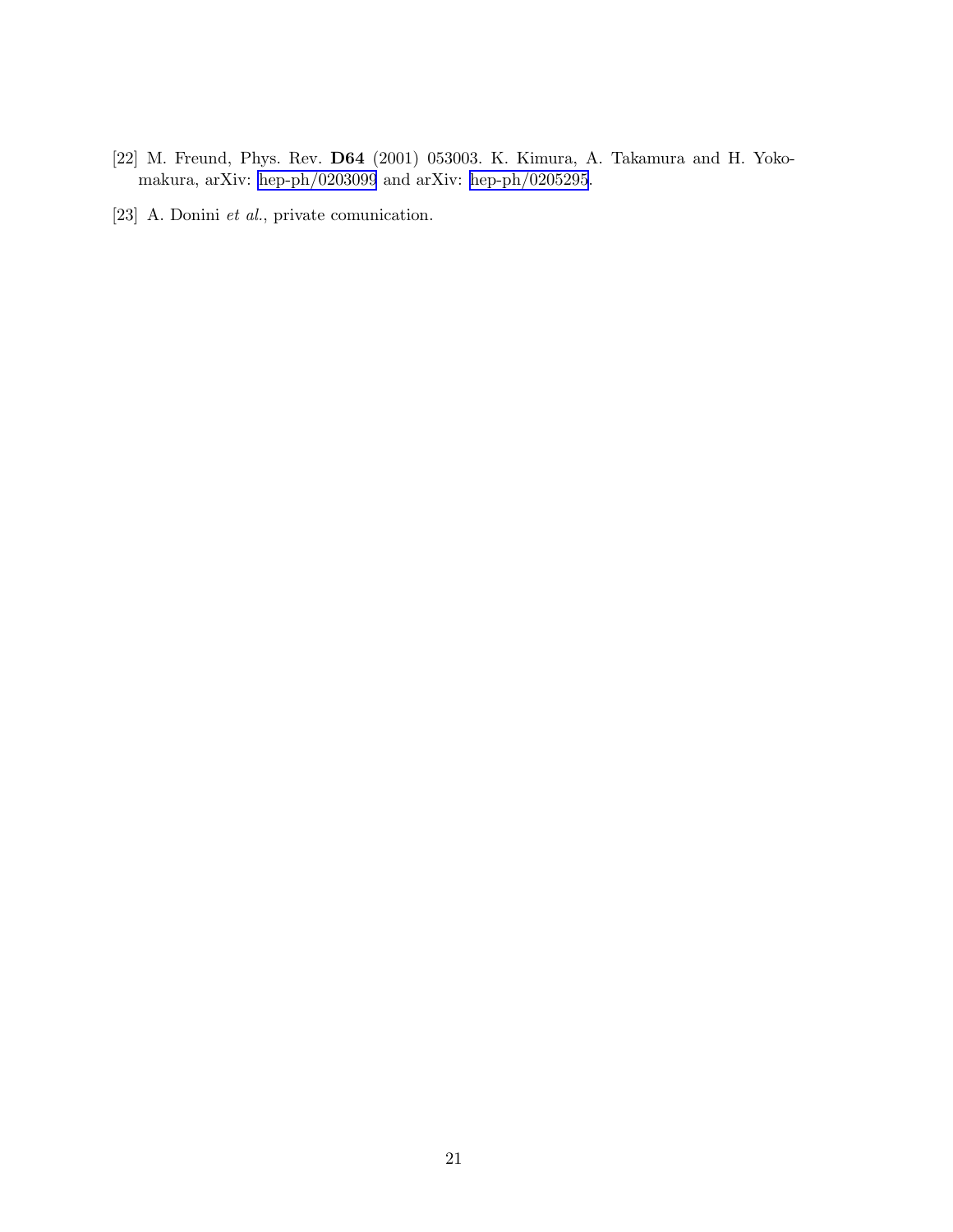[22] M. Freund, Phys. Rev. **D64** (2001) 053003. K. Kimura, A. Takamura and H. Yokomakura, arXiv: hep-ph/0203099 and arXiv: hep-ph/0205295.

[23] A. Donini *et al.*, private comunication.